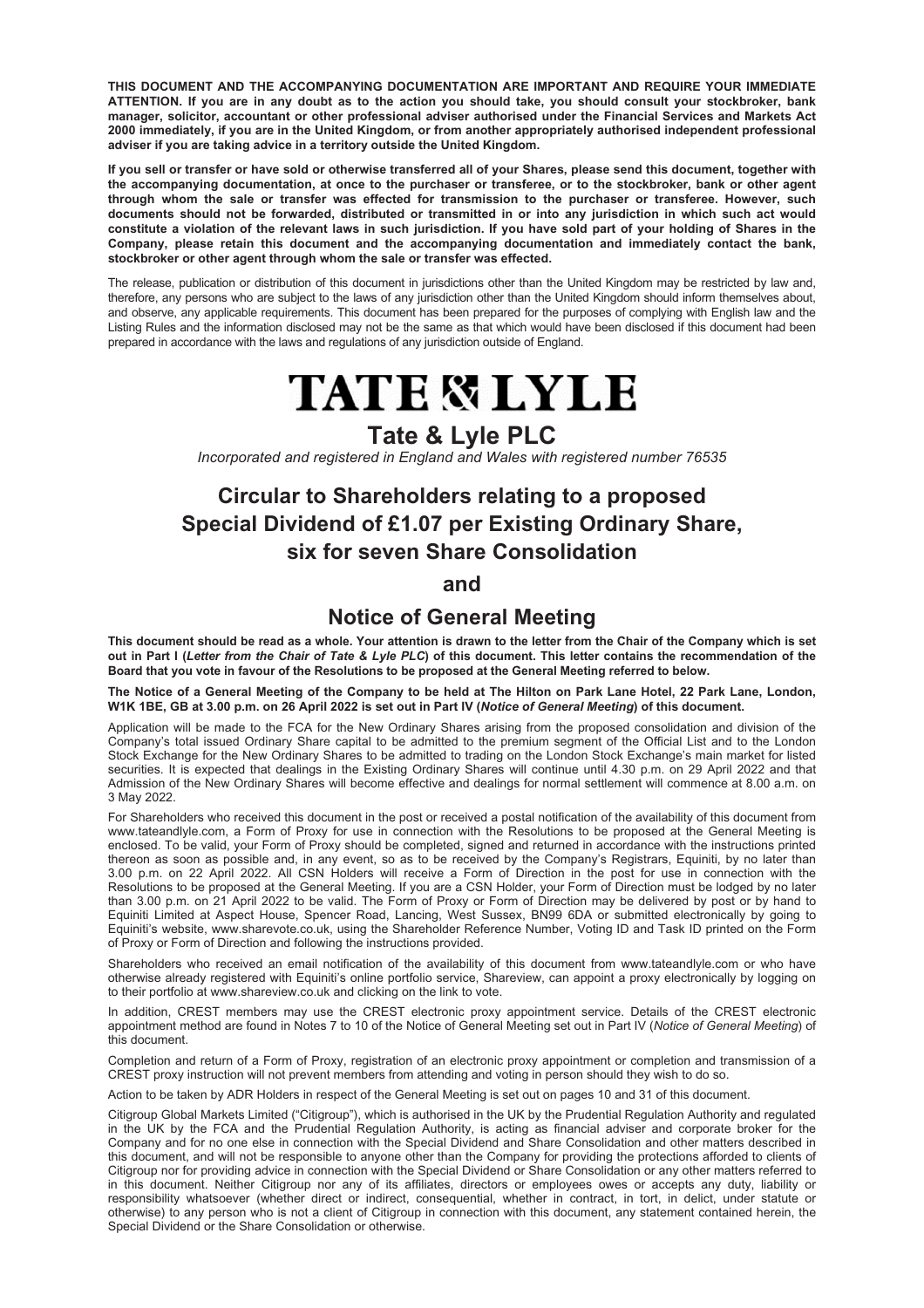**THIS DOCUMENT AND THE ACCOMPANYING DOCUMENTATION ARE IMPORTANT AND REQUIRE YOUR IMMEDIATE ATTENTION. If you are in any doubt as to the action you should take, you should consult your stockbroker, bank manager, solicitor, accountant or other professional adviser authorised under the Financial Services and Markets Act 2000 immediately, if you are in the United Kingdom, or from another appropriately authorised independent professional adviser if you are taking advice in a territory outside the United Kingdom.**

**If you sell or transfer or have sold or otherwise transferred all of your Shares, please send this document, together with the accompanying documentation, at once to the purchaser or transferee, or to the stockbroker, bank or other agent through whom the sale or transfer was effected for transmission to the purchaser or transferee. However, such documents should not be forwarded, distributed or transmitted in or into any jurisdiction in which such act would constitute a violation of the relevant laws in such jurisdiction. If you have sold part of your holding of Shares in the Company, please retain this document and the accompanying documentation and immediately contact the bank, stockbroker or other agent through whom the sale or transfer was effected.**

The release, publication or distribution of this document in jurisdictions other than the United Kingdom may be restricted by law and, therefore, any persons who are subject to the laws of any jurisdiction other than the United Kingdom should inform themselves about, and observe, any applicable requirements. This document has been prepared for the purposes of complying with English law and the Listing Rules and the information disclosed may not be the same as that which would have been disclosed if this document had been prepared in accordance with the laws and regulations of any jurisdiction outside of England.

# TATE & LYLE

## Tate & Lyle PLC

*Incorporated and registered in England and Wales with registered number 76535*

# Circular to Shareholders relating to a proposed Special Dividend of £1.07 per Existing Ordinary Share, six for seven Share Consolidation

# and

# Notice of General Meeting

**This document should be read as a whole. Your attention is drawn to the letter from the Chair of the Company which is set out in Part I (*Letter from the Chair of Tate & Lyle PLC*) of this document. This letter contains the recommendation of the Board that you vote in favour of the Resolutions to be proposed at the General Meeting referred to below.**

**The Notice of a General Meeting of the Company to be held at The Hilton on Park Lane Hotel, 22 Park Lane, London, W1K 1BE, GB at 3.00 p.m. on 26 April 2022 is set out in Part IV (*Notice of General Meeting*) of this document.**

Application will be made to the FCA for the New Ordinary Shares arising from the proposed consolidation and division of the Company's total issued Ordinary Share capital to be admitted to the premium segment of the Official List and to the London Stock Exchange for the New Ordinary Shares to be admitted to trading on the London Stock Exchange's main market for listed securities. It is expected that dealings in the Existing Ordinary Shares will continue until 4.30 p.m. on 29 April 2022 and that Admission of the New Ordinary Shares will become effective and dealings for normal settlement will commence at 8.00 a.m. on 3 May 2022.

For Shareholders who received this document in the post or received a postal notification of the availability of this document from www.tateandlyle.com, a Form of Proxy for use in connection with the Resolutions to be proposed at the General Meeting is enclosed. To be valid, your Form of Proxy should be completed, signed and returned in accordance with the instructions printed thereon as soon as possible and, in any event, so as to be received by the Company's Registrars, Equiniti, by no later than 3.00 p.m. on 22 April 2022. All CSN Holders will receive a Form of Direction in the post for use in connection with the Resolutions to be proposed at the General Meeting. If you are a CSN Holder, your Form of Direction must be lodged by no later than 3.00 p.m. on 21 April 2022 to be valid. The Form of Proxy or Form of Direction may be delivered by post or by hand to Equiniti Limited at Aspect House, Spencer Road, Lancing, West Sussex, BN99 6DA or submitted electronically by going to Equiniti's website, www.sharevote.co.uk, using the Shareholder Reference Number, Voting ID and Task ID printed on the Form of Proxy or Form of Direction and following the instructions provided.

Shareholders who received an email notification of the availability of this document from www.tateandlyle.com or who have otherwise already registered with Equiniti's online portfolio service, Shareview, can appoint a proxy electronically by logging on to their portfolio at www.shareview.co.uk and clicking on the link to vote.

In addition, CREST members may use the CREST electronic proxy appointment service. Details of the CREST electronic appointment method are found in Notes 7 to 10 of the Notice of General Meeting set out in Part IV (*Notice of General Meeting*) of this document.

Completion and return of a Form of Proxy, registration of an electronic proxy appointment or completion and transmission of a CREST proxy instruction will not prevent members from attending and voting in person should they wish to do so.

Action to be taken by ADR Holders in respect of the General Meeting is set out on pages 10 and 31 of this document.

Citigroup Global Markets Limited ("Citigroup"), which is authorised in the UK by the Prudential Regulation Authority and regulated in the UK by the FCA and the Prudential Regulation Authority, is acting as financial adviser and corporate broker for the Company and for no one else in connection with the Special Dividend and Share Consolidation and other matters described in this document, and will not be responsible to anyone other than the Company for providing the protections afforded to clients of Citigroup nor for providing advice in connection with the Special Dividend or Share Consolidation or any other matters referred to in this document. Neither Citigroup nor any of its affiliates, directors or employees owes or accepts any duty, liability or responsibility whatsoever (whether direct or indirect, consequential, whether in contract, in tort, in delict, under statute or otherwise) to any person who is not a client of Citigroup in connection with this document, any statement contained herein, the Special Dividend or the Share Consolidation or otherwise.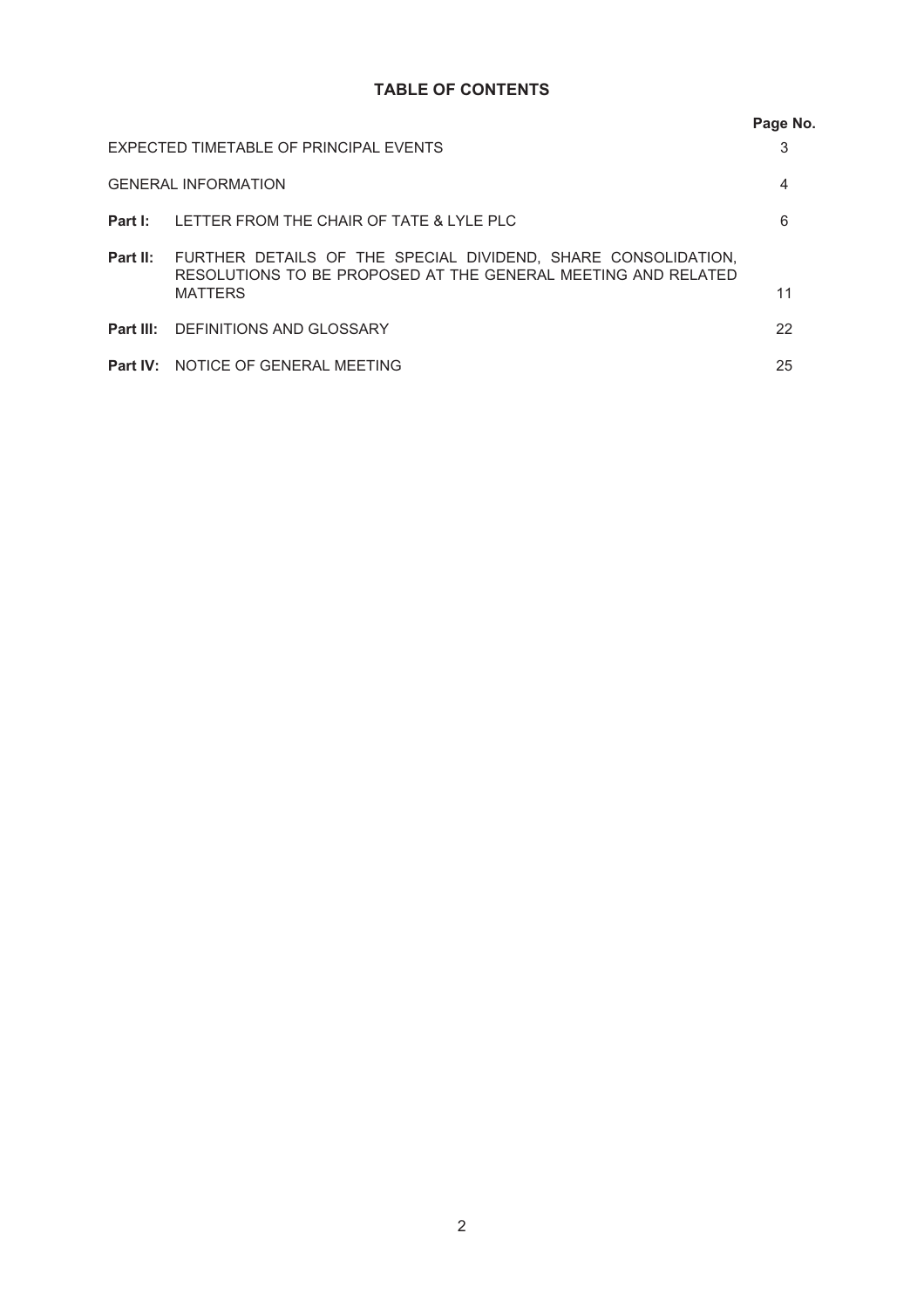# TABLE OF CONTENTS

| | | Page No. |
|---|---|---|
| EXPECTED TIMETABLE OF PRINCIPAL EVENTS | | 3 |
| GENERAL INFORMATION | | 4 |
| **Part I:** | LETTER FROM THE CHAIR OF TATE & LYLE PLC | 6 |
| **Part II:** | FURTHER DETAILS OF THE SPECIAL DIVIDEND, SHARE CONSOLIDATION, RESOLUTIONS TO BE PROPOSED AT THE GENERAL MEETING AND RELATED MATTERS | 11 |
| **Part III:** | DEFINITIONS AND GLOSSARY | 22 |
| **Part IV:** | NOTICE OF GENERAL MEETING | 25 |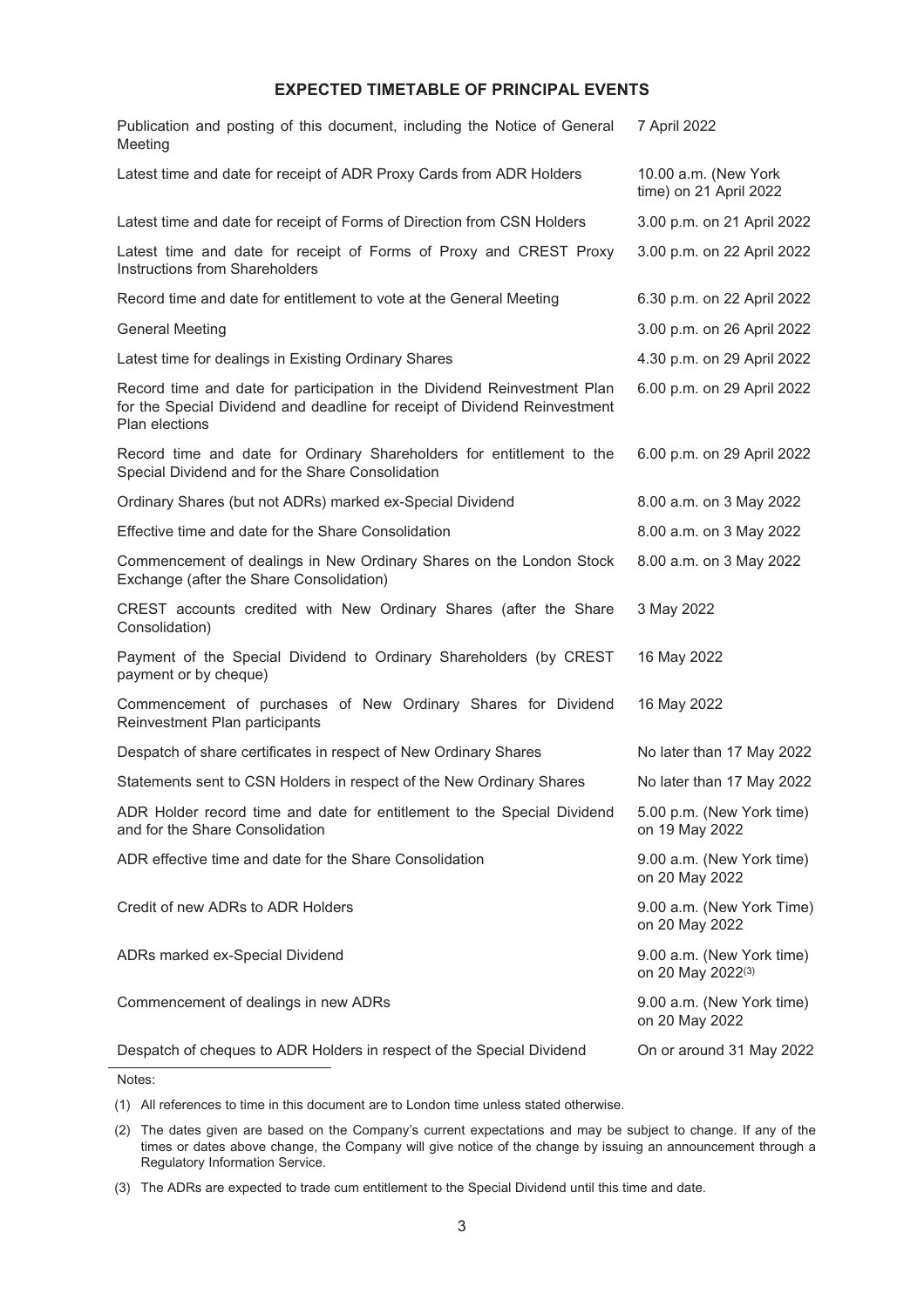## EXPECTED TIMETABLE OF PRINCIPAL EVENTS

| | |
|---|---|
| Publication and posting of this document, including the Notice of General Meeting | 7 April 2022 |
| Latest time and date for receipt of ADR Proxy Cards from ADR Holders | 10.00 a.m. (New York time) on 21 April 2022 |
| Latest time and date for receipt of Forms of Direction from CSN Holders | 3.00 p.m. on 21 April 2022 |
| Latest time and date for receipt of Forms of Proxy and CREST Proxy Instructions from Shareholders | 3.00 p.m. on 22 April 2022 |
| Record time and date for entitlement to vote at the General Meeting | 6.30 p.m. on 22 April 2022 |
| General Meeting | 3.00 p.m. on 26 April 2022 |
| Latest time for dealings in Existing Ordinary Shares | 4.30 p.m. on 29 April 2022 |
| Record time and date for participation in the Dividend Reinvestment Plan for the Special Dividend and deadline for receipt of Dividend Reinvestment Plan elections | 6.00 p.m. on 29 April 2022 |
| Record time and date for Ordinary Shareholders for entitlement to the Special Dividend and for the Share Consolidation | 6.00 p.m. on 29 April 2022 |
| Ordinary Shares (but not ADRs) marked ex-Special Dividend | 8.00 a.m. on 3 May 2022 |
| Effective time and date for the Share Consolidation | 8.00 a.m. on 3 May 2022 |
| Commencement of dealings in New Ordinary Shares on the London Stock Exchange (after the Share Consolidation) | 8.00 a.m. on 3 May 2022 |
| CREST accounts credited with New Ordinary Shares (after the Share Consolidation) | 3 May 2022 |
| Payment of the Special Dividend to Ordinary Shareholders (by CREST payment or by cheque) | 16 May 2022 |
| Commencement of purchases of New Ordinary Shares for Dividend Reinvestment Plan participants | 16 May 2022 |
| Despatch of share certificates in respect of New Ordinary Shares | No later than 17 May 2022 |
| Statements sent to CSN Holders in respect of the New Ordinary Shares | No later than 17 May 2022 |
| ADR Holder record time and date for entitlement to the Special Dividend and for the Share Consolidation | 5.00 p.m. (New York time) on 19 May 2022 |
| ADR effective time and date for the Share Consolidation | 9.00 a.m. (New York time) on 20 May 2022 |
| Credit of new ADRs to ADR Holders | 9.00 a.m. (New York Time) on 20 May 2022 |
| ADRs marked ex-Special Dividend | 9.00 a.m. (New York time) on 20 May 2022[3] |
| Commencement of dealings in new ADRs | 9.00 a.m. (New York time) on 20 May 2022 |
| Despatch of cheques to ADR Holders in respect of the Special Dividend | On or around 31 May 2022 |

Notes:

(1) All references to time in this document are to London time unless stated otherwise.

(2) The dates given are based on the Company's current expectations and may be subject to change. If any of the times or dates above change, the Company will give notice of the change by issuing an announcement through a Regulatory Information Service.

(3) The ADRs are expected to trade cum entitlement to the Special Dividend until this time and date.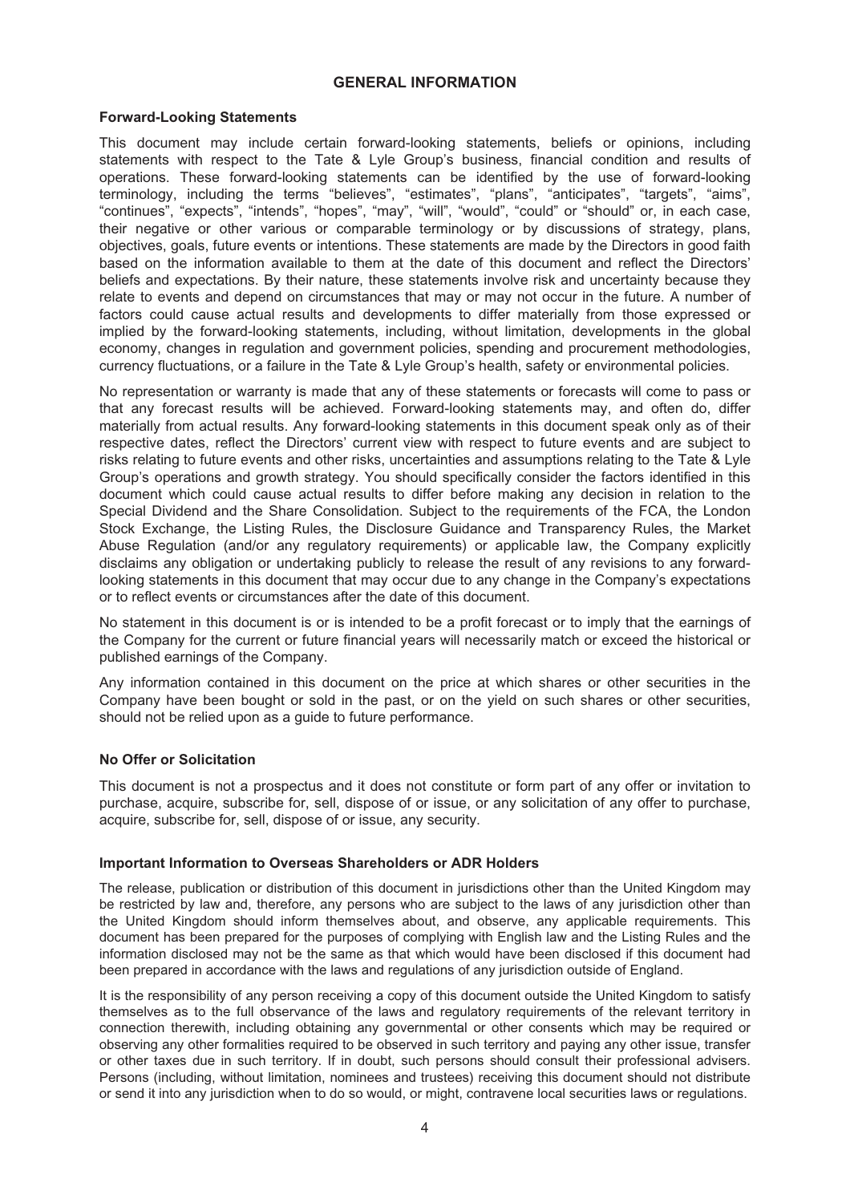## GENERAL INFORMATION

### Forward-Looking Statements

This document may include certain forward-looking statements, beliefs or opinions, including statements with respect to the Tate & Lyle Group's business, financial condition and results of operations. These forward-looking statements can be identified by the use of forward-looking terminology, including the terms "believes", "estimates", "plans", "anticipates", "targets", "aims", "continues", "expects", "intends", "hopes", "may", "will", "would", "could" or "should" or, in each case, their negative or other various or comparable terminology or by discussions of strategy, plans, objectives, goals, future events or intentions. These statements are made by the Directors in good faith based on the information available to them at the date of this document and reflect the Directors' beliefs and expectations. By their nature, these statements involve risk and uncertainty because they relate to events and depend on circumstances that may or may not occur in the future. A number of factors could cause actual results and developments to differ materially from those expressed or implied by the forward-looking statements, including, without limitation, developments in the global economy, changes in regulation and government policies, spending and procurement methodologies, currency fluctuations, or a failure in the Tate & Lyle Group's health, safety or environmental policies.

No representation or warranty is made that any of these statements or forecasts will come to pass or that any forecast results will be achieved. Forward-looking statements may, and often do, differ materially from actual results. Any forward-looking statements in this document speak only as of their respective dates, reflect the Directors' current view with respect to future events and are subject to risks relating to future events and other risks, uncertainties and assumptions relating to the Tate & Lyle Group's operations and growth strategy. You should specifically consider the factors identified in this document which could cause actual results to differ before making any decision in relation to the Special Dividend and the Share Consolidation. Subject to the requirements of the FCA, the London Stock Exchange, the Listing Rules, the Disclosure Guidance and Transparency Rules, the Market Abuse Regulation (and/or any regulatory requirements) or applicable law, the Company explicitly disclaims any obligation or undertaking publicly to release the result of any revisions to any forward-looking statements in this document that may occur due to any change in the Company's expectations or to reflect events or circumstances after the date of this document.

No statement in this document is or is intended to be a profit forecast or to imply that the earnings of the Company for the current or future financial years will necessarily match or exceed the historical or published earnings of the Company.

Any information contained in this document on the price at which shares or other securities in the Company have been bought or sold in the past, or on the yield on such shares or other securities, should not be relied upon as a guide to future performance.

### No Offer or Solicitation

This document is not a prospectus and it does not constitute or form part of any offer or invitation to purchase, acquire, subscribe for, sell, dispose of or issue, or any solicitation of any offer to purchase, acquire, subscribe for, sell, dispose of or issue, any security.

### Important Information to Overseas Shareholders or ADR Holders

The release, publication or distribution of this document in jurisdictions other than the United Kingdom may be restricted by law and, therefore, any persons who are subject to the laws of any jurisdiction other than the United Kingdom should inform themselves about, and observe, any applicable requirements. This document has been prepared for the purposes of complying with English law and the Listing Rules and the information disclosed may not be the same as that which would have been disclosed if this document had been prepared in accordance with the laws and regulations of any jurisdiction outside of England.

It is the responsibility of any person receiving a copy of this document outside the United Kingdom to satisfy themselves as to the full observance of the laws and regulatory requirements of the relevant territory in connection therewith, including obtaining any governmental or other consents which may be required or observing any other formalities required to be observed in such territory and paying any other issue, transfer or other taxes due in such territory. If in doubt, such persons should consult their professional advisers. Persons (including, without limitation, nominees and trustees) receiving this document should not distribute or send it into any jurisdiction when to do so would, or might, contravene local securities laws or regulations.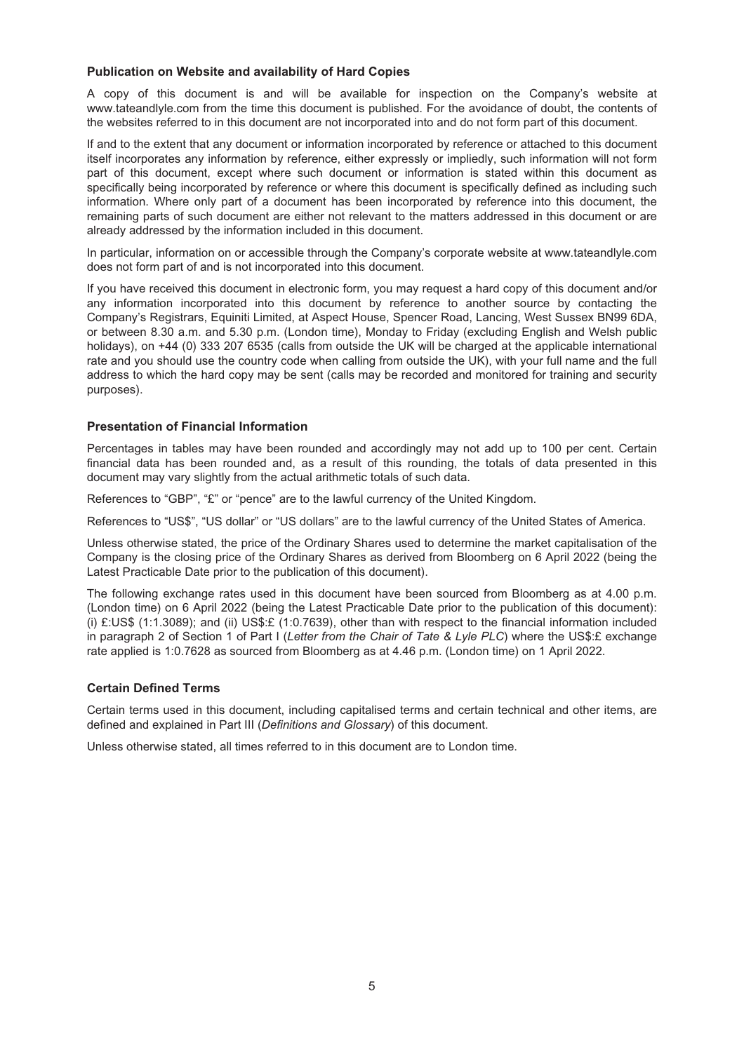### Publication on Website and availability of Hard Copies

A copy of this document is and will be available for inspection on the Company's website at www.tateandlyle.com from the time this document is published. For the avoidance of doubt, the contents of the websites referred to in this document are not incorporated into and do not form part of this document.

If and to the extent that any document or information incorporated by reference or attached to this document itself incorporates any information by reference, either expressly or impliedly, such information will not form part of this document, except where such document or information is stated within this document as specifically being incorporated by reference or where this document is specifically defined as including such information. Where only part of a document has been incorporated by reference into this document, the remaining parts of such document are either not relevant to the matters addressed in this document or are already addressed by the information included in this document.

In particular, information on or accessible through the Company's corporate website at www.tateandlyle.com does not form part of and is not incorporated into this document.

If you have received this document in electronic form, you may request a hard copy of this document and/or any information incorporated into this document by reference to another source by contacting the Company's Registrars, Equiniti Limited, at Aspect House, Spencer Road, Lancing, West Sussex BN99 6DA, or between 8.30 a.m. and 5.30 p.m. (London time), Monday to Friday (excluding English and Welsh public holidays), on +44 (0) 333 207 6535 (calls from outside the UK will be charged at the applicable international rate and you should use the country code when calling from outside the UK), with your full name and the full address to which the hard copy may be sent (calls may be recorded and monitored for training and security purposes).

### Presentation of Financial Information

Percentages in tables may have been rounded and accordingly may not add up to 100 per cent. Certain financial data has been rounded and, as a result of this rounding, the totals of data presented in this document may vary slightly from the actual arithmetic totals of such data.

References to "GBP", "£" or "pence" are to the lawful currency of the United Kingdom.

References to "US$", "US dollar" or "US dollars" are to the lawful currency of the United States of America.

Unless otherwise stated, the price of the Ordinary Shares used to determine the market capitalisation of the Company is the closing price of the Ordinary Shares as derived from Bloomberg on 6 April 2022 (being the Latest Practicable Date prior to the publication of this document).

The following exchange rates used in this document have been sourced from Bloomberg as at 4.00 p.m. (London time) on 6 April 2022 (being the Latest Practicable Date prior to the publication of this document): (i) £:US$ (1:1.3089); and (ii) US$:£ (1:0.7639), other than with respect to the financial information included in paragraph 2 of Section 1 of Part I (*Letter from the Chair of Tate & Lyle PLC*) where the US$:£ exchange rate applied is 1:0.7628 as sourced from Bloomberg as at 4.46 p.m. (London time) on 1 April 2022.

### Certain Defined Terms

Certain terms used in this document, including capitalised terms and certain technical and other items, are defined and explained in Part III (*Definitions and Glossary*) of this document.

Unless otherwise stated, all times referred to in this document are to London time.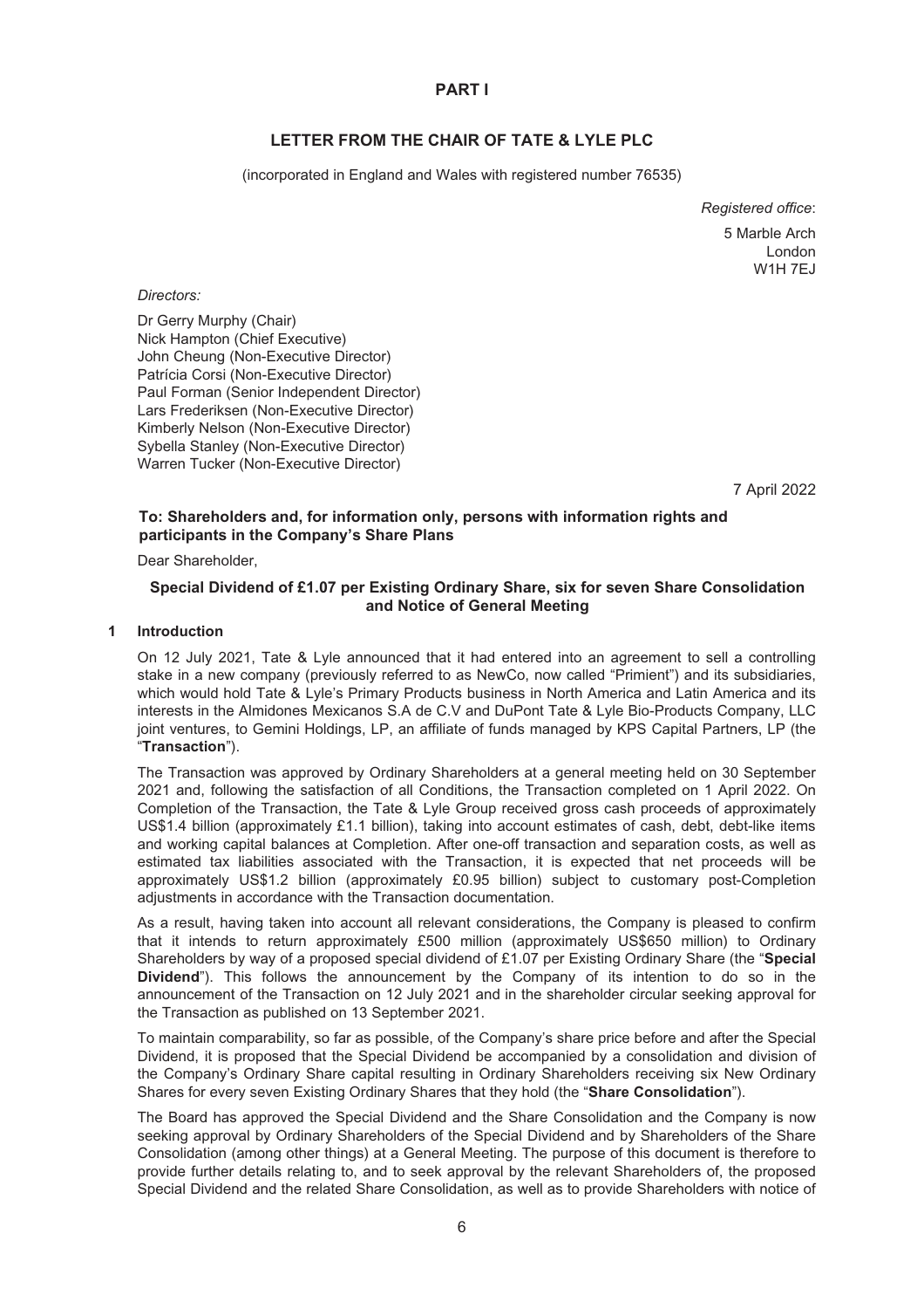# PART I

## LETTER FROM THE CHAIR OF TATE & LYLE PLC

(incorporated in England and Wales with registered number 76535)

*Registered office*:

5 Marble Arch
London
W1H 7EJ

*Directors:*

Dr Gerry Murphy (Chair)
Nick Hampton (Chief Executive)
John Cheung (Non-Executive Director)
Patrícia Corsi (Non-Executive Director)
Paul Forman (Senior Independent Director)
Lars Frederiksen (Non-Executive Director)
Kimberly Nelson (Non-Executive Director)
Sybella Stanley (Non-Executive Director)
Warren Tucker (Non-Executive Director)

7 April 2022

**To: Shareholders and, for information only, persons with information rights and participants in the Company's Share Plans**

Dear Shareholder,

**Special Dividend of £1.07 per Existing Ordinary Share, six for seven Share Consolidation and Notice of General Meeting**

### 1 Introduction

On 12 July 2021, Tate & Lyle announced that it had entered into an agreement to sell a controlling stake in a new company (previously referred to as NewCo, now called "Primient") and its subsidiaries, which would hold Tate & Lyle's Primary Products business in North America and Latin America and its interests in the Almidones Mexicanos S.A de C.V and DuPont Tate & Lyle Bio-Products Company, LLC joint ventures, to Gemini Holdings, LP, an affiliate of funds managed by KPS Capital Partners, LP (the "**Transaction**").

The Transaction was approved by Ordinary Shareholders at a general meeting held on 30 September 2021 and, following the satisfaction of all Conditions, the Transaction completed on 1 April 2022. On Completion of the Transaction, the Tate & Lyle Group received gross cash proceeds of approximately US$1.4 billion (approximately £1.1 billion), taking into account estimates of cash, debt, debt-like items and working capital balances at Completion. After one-off transaction and separation costs, as well as estimated tax liabilities associated with the Transaction, it is expected that net proceeds will be approximately US$1.2 billion (approximately £0.95 billion) subject to customary post-Completion adjustments in accordance with the Transaction documentation.

As a result, having taken into account all relevant considerations, the Company is pleased to confirm that it intends to return approximately £500 million (approximately US$650 million) to Ordinary Shareholders by way of a proposed special dividend of £1.07 per Existing Ordinary Share (the "**Special Dividend**"). This follows the announcement by the Company of its intention to do so in the announcement of the Transaction on 12 July 2021 and in the shareholder circular seeking approval for the Transaction as published on 13 September 2021.

To maintain comparability, so far as possible, of the Company's share price before and after the Special Dividend, it is proposed that the Special Dividend be accompanied by a consolidation and division of the Company's Ordinary Share capital resulting in Ordinary Shareholders receiving six New Ordinary Shares for every seven Existing Ordinary Shares that they hold (the "**Share Consolidation**").

The Board has approved the Special Dividend and the Share Consolidation and the Company is now seeking approval by Ordinary Shareholders of the Special Dividend and by Shareholders of the Share Consolidation (among other things) at a General Meeting. The purpose of this document is therefore to provide further details relating to, and to seek approval by the relevant Shareholders of, the proposed Special Dividend and the related Share Consolidation, as well as to provide Shareholders with notice of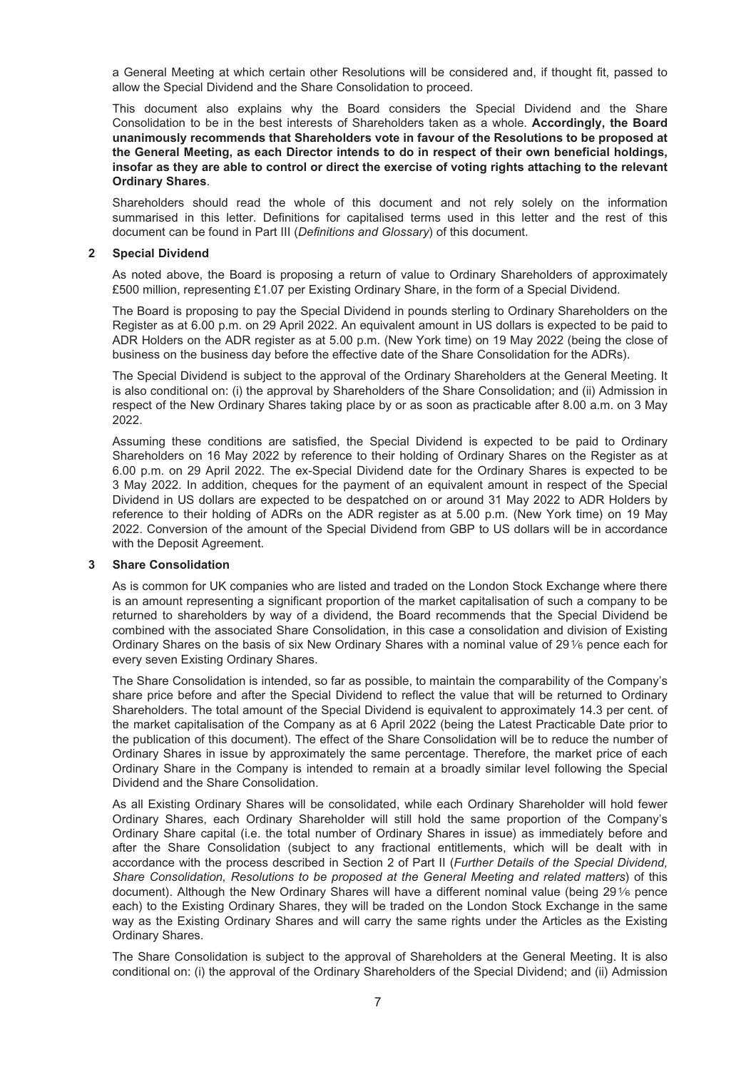a General Meeting at which certain other Resolutions will be considered and, if thought fit, passed to allow the Special Dividend and the Share Consolidation to proceed.

This document also explains why the Board considers the Special Dividend and the Share Consolidation to be in the best interests of Shareholders taken as a whole. **Accordingly, the Board unanimously recommends that Shareholders vote in favour of the Resolutions to be proposed at the General Meeting, as each Director intends to do in respect of their own beneficial holdings, insofar as they are able to control or direct the exercise of voting rights attaching to the relevant Ordinary Shares**.

Shareholders should read the whole of this document and not rely solely on the information summarised in this letter. Definitions for capitalised terms used in this letter and the rest of this document can be found in Part III (*Definitions and Glossary*) of this document.

## 2 Special Dividend

As noted above, the Board is proposing a return of value to Ordinary Shareholders of approximately £500 million, representing £1.07 per Existing Ordinary Share, in the form of a Special Dividend.

The Board is proposing to pay the Special Dividend in pounds sterling to Ordinary Shareholders on the Register as at 6.00 p.m. on 29 April 2022. An equivalent amount in US dollars is expected to be paid to ADR Holders on the ADR register as at 5.00 p.m. (New York time) on 19 May 2022 (being the close of business on the business day before the effective date of the Share Consolidation for the ADRs).

The Special Dividend is subject to the approval of the Ordinary Shareholders at the General Meeting. It is also conditional on: (i) the approval by Shareholders of the Share Consolidation; and (ii) Admission in respect of the New Ordinary Shares taking place by or as soon as practicable after 8.00 a.m. on 3 May 2022.

Assuming these conditions are satisfied, the Special Dividend is expected to be paid to Ordinary Shareholders on 16 May 2022 by reference to their holding of Ordinary Shares on the Register as at 6.00 p.m. on 29 April 2022. The ex-Special Dividend date for the Ordinary Shares is expected to be 3 May 2022. In addition, cheques for the payment of an equivalent amount in respect of the Special Dividend in US dollars are expected to be despatched on or around 31 May 2022 to ADR Holders by reference to their holding of ADRs on the ADR register as at 5.00 p.m. (New York time) on 19 May 2022. Conversion of the amount of the Special Dividend from GBP to US dollars will be in accordance with the Deposit Agreement.

## 3 Share Consolidation

As is common for UK companies who are listed and traded on the London Stock Exchange where there is an amount representing a significant proportion of the market capitalisation of such a company to be returned to shareholders by way of a dividend, the Board recommends that the Special Dividend be combined with the associated Share Consolidation, in this case a consolidation and division of Existing Ordinary Shares on the basis of six New Ordinary Shares with a nominal value of 29⅙ pence each for every seven Existing Ordinary Shares.

The Share Consolidation is intended, so far as possible, to maintain the comparability of the Company's share price before and after the Special Dividend to reflect the value that will be returned to Ordinary Shareholders. The total amount of the Special Dividend is equivalent to approximately 14.3 per cent. of the market capitalisation of the Company as at 6 April 2022 (being the Latest Practicable Date prior to the publication of this document). The effect of the Share Consolidation will be to reduce the number of Ordinary Shares in issue by approximately the same percentage. Therefore, the market price of each Ordinary Share in the Company is intended to remain at a broadly similar level following the Special Dividend and the Share Consolidation.

As all Existing Ordinary Shares will be consolidated, while each Ordinary Shareholder will hold fewer Ordinary Shares, each Ordinary Shareholder will still hold the same proportion of the Company's Ordinary Share capital (i.e. the total number of Ordinary Shares in issue) as immediately before and after the Share Consolidation (subject to any fractional entitlements, which will be dealt with in accordance with the process described in Section 2 of Part II (*Further Details of the Special Dividend, Share Consolidation, Resolutions to be proposed at the General Meeting and related matters*) of this document). Although the New Ordinary Shares will have a different nominal value (being 29⅙ pence each) to the Existing Ordinary Shares, they will be traded on the London Stock Exchange in the same way as the Existing Ordinary Shares and will carry the same rights under the Articles as the Existing Ordinary Shares.

The Share Consolidation is subject to the approval of Shareholders at the General Meeting. It is also conditional on: (i) the approval of the Ordinary Shareholders of the Special Dividend; and (ii) Admission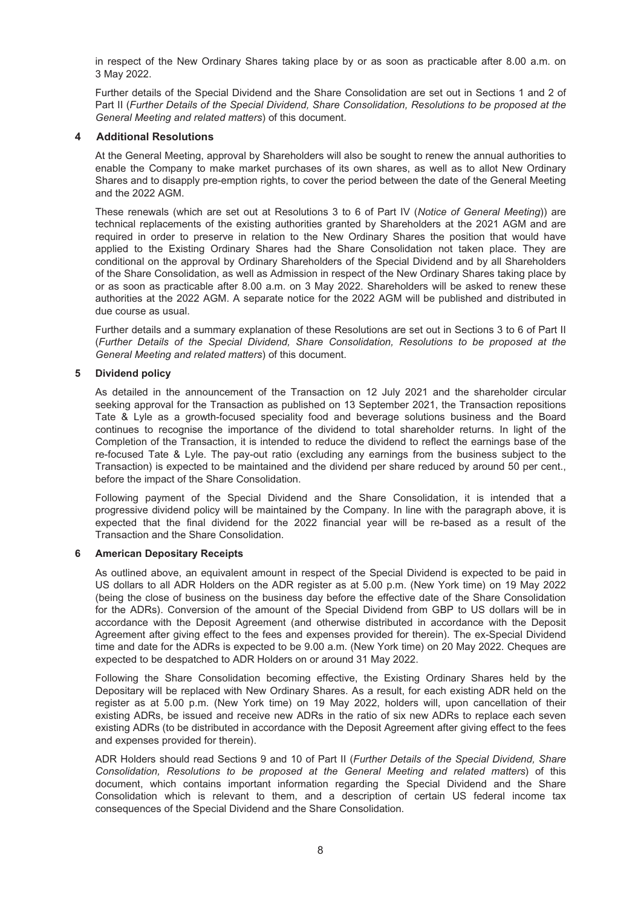in respect of the New Ordinary Shares taking place by or as soon as practicable after 8.00 a.m. on 3 May 2022.

Further details of the Special Dividend and the Share Consolidation are set out in Sections 1 and 2 of Part II (*Further Details of the Special Dividend, Share Consolidation, Resolutions to be proposed at the General Meeting and related matters*) of this document.

## 4 Additional Resolutions

At the General Meeting, approval by Shareholders will also be sought to renew the annual authorities to enable the Company to make market purchases of its own shares, as well as to allot New Ordinary Shares and to disapply pre-emption rights, to cover the period between the date of the General Meeting and the 2022 AGM.

These renewals (which are set out at Resolutions 3 to 6 of Part IV (*Notice of General Meeting*)) are technical replacements of the existing authorities granted by Shareholders at the 2021 AGM and are required in order to preserve in relation to the New Ordinary Shares the position that would have applied to the Existing Ordinary Shares had the Share Consolidation not taken place. They are conditional on the approval by Ordinary Shareholders of the Special Dividend and by all Shareholders of the Share Consolidation, as well as Admission in respect of the New Ordinary Shares taking place by or as soon as practicable after 8.00 a.m. on 3 May 2022. Shareholders will be asked to renew these authorities at the 2022 AGM. A separate notice for the 2022 AGM will be published and distributed in due course as usual.

Further details and a summary explanation of these Resolutions are set out in Sections 3 to 6 of Part II (*Further Details of the Special Dividend, Share Consolidation, Resolutions to be proposed at the General Meeting and related matters*) of this document.

## 5 Dividend policy

As detailed in the announcement of the Transaction on 12 July 2021 and the shareholder circular seeking approval for the Transaction as published on 13 September 2021, the Transaction repositions Tate & Lyle as a growth-focused speciality food and beverage solutions business and the Board continues to recognise the importance of the dividend to total shareholder returns. In light of the Completion of the Transaction, it is intended to reduce the dividend to reflect the earnings base of the re-focused Tate & Lyle. The pay-out ratio (excluding any earnings from the business subject to the Transaction) is expected to be maintained and the dividend per share reduced by around 50 per cent., before the impact of the Share Consolidation.

Following payment of the Special Dividend and the Share Consolidation, it is intended that a progressive dividend policy will be maintained by the Company. In line with the paragraph above, it is expected that the final dividend for the 2022 financial year will be re-based as a result of the Transaction and the Share Consolidation.

## 6 American Depositary Receipts

As outlined above, an equivalent amount in respect of the Special Dividend is expected to be paid in US dollars to all ADR Holders on the ADR register as at 5.00 p.m. (New York time) on 19 May 2022 (being the close of business on the business day before the effective date of the Share Consolidation for the ADRs). Conversion of the amount of the Special Dividend from GBP to US dollars will be in accordance with the Deposit Agreement (and otherwise distributed in accordance with the Deposit Agreement after giving effect to the fees and expenses provided for therein). The ex-Special Dividend time and date for the ADRs is expected to be 9.00 a.m. (New York time) on 20 May 2022. Cheques are expected to be despatched to ADR Holders on or around 31 May 2022.

Following the Share Consolidation becoming effective, the Existing Ordinary Shares held by the Depositary will be replaced with New Ordinary Shares. As a result, for each existing ADR held on the register as at 5.00 p.m. (New York time) on 19 May 2022, holders will, upon cancellation of their existing ADRs, be issued and receive new ADRs in the ratio of six new ADRs to replace each seven existing ADRs (to be distributed in accordance with the Deposit Agreement after giving effect to the fees and expenses provided for therein).

ADR Holders should read Sections 9 and 10 of Part II (*Further Details of the Special Dividend, Share Consolidation, Resolutions to be proposed at the General Meeting and related matters*) of this document, which contains important information regarding the Special Dividend and the Share Consolidation which is relevant to them, and a description of certain US federal income tax consequences of the Special Dividend and the Share Consolidation.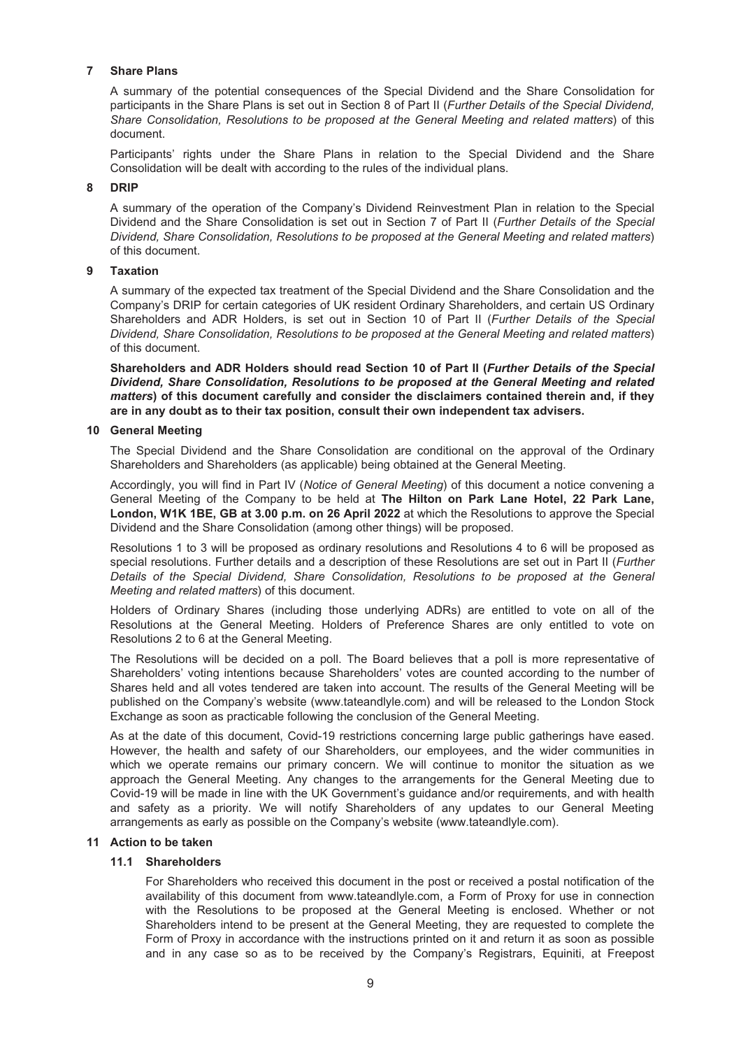## 7 Share Plans

A summary of the potential consequences of the Special Dividend and the Share Consolidation for participants in the Share Plans is set out in Section 8 of Part II (*Further Details of the Special Dividend, Share Consolidation, Resolutions to be proposed at the General Meeting and related matters*) of this document.

Participants' rights under the Share Plans in relation to the Special Dividend and the Share Consolidation will be dealt with according to the rules of the individual plans.

## 8 DRIP

A summary of the operation of the Company's Dividend Reinvestment Plan in relation to the Special Dividend and the Share Consolidation is set out in Section 7 of Part II (*Further Details of the Special Dividend, Share Consolidation, Resolutions to be proposed at the General Meeting and related matters*) of this document.

## 9 Taxation

A summary of the expected tax treatment of the Special Dividend and the Share Consolidation and the Company's DRIP for certain categories of UK resident Ordinary Shareholders, and certain US Ordinary Shareholders and ADR Holders, is set out in Section 10 of Part II (*Further Details of the Special Dividend, Share Consolidation, Resolutions to be proposed at the General Meeting and related matters*) of this document.

**Shareholders and ADR Holders should read Section 10 of Part II (*Further Details of the Special Dividend, Share Consolidation, Resolutions to be proposed at the General Meeting and related matters*) of this document carefully and consider the disclaimers contained therein and, if they are in any doubt as to their tax position, consult their own independent tax advisers.**

## 10 General Meeting

The Special Dividend and the Share Consolidation are conditional on the approval of the Ordinary Shareholders and Shareholders (as applicable) being obtained at the General Meeting.

Accordingly, you will find in Part IV (*Notice of General Meeting*) of this document a notice convening a General Meeting of the Company to be held at **The Hilton on Park Lane Hotel, 22 Park Lane, London, W1K 1BE, GB at 3.00 p.m. on 26 April 2022** at which the Resolutions to approve the Special Dividend and the Share Consolidation (among other things) will be proposed.

Resolutions 1 to 3 will be proposed as ordinary resolutions and Resolutions 4 to 6 will be proposed as special resolutions. Further details and a description of these Resolutions are set out in Part II (*Further Details of the Special Dividend, Share Consolidation, Resolutions to be proposed at the General Meeting and related matters*) of this document.

Holders of Ordinary Shares (including those underlying ADRs) are entitled to vote on all of the Resolutions at the General Meeting. Holders of Preference Shares are only entitled to vote on Resolutions 2 to 6 at the General Meeting.

The Resolutions will be decided on a poll. The Board believes that a poll is more representative of Shareholders' voting intentions because Shareholders' votes are counted according to the number of Shares held and all votes tendered are taken into account. The results of the General Meeting will be published on the Company's website (www.tateandlyle.com) and will be released to the London Stock Exchange as soon as practicable following the conclusion of the General Meeting.

As at the date of this document, Covid-19 restrictions concerning large public gatherings have eased. However, the health and safety of our Shareholders, our employees, and the wider communities in which we operate remains our primary concern. We will continue to monitor the situation as we approach the General Meeting. Any changes to the arrangements for the General Meeting due to Covid-19 will be made in line with the UK Government's guidance and/or requirements, and with health and safety as a priority. We will notify Shareholders of any updates to our General Meeting arrangements as early as possible on the Company's website (www.tateandlyle.com).

## 11 Action to be taken

### 11.1 Shareholders

For Shareholders who received this document in the post or received a postal notification of the availability of this document from www.tateandlyle.com, a Form of Proxy for use in connection with the Resolutions to be proposed at the General Meeting is enclosed. Whether or not Shareholders intend to be present at the General Meeting, they are requested to complete the Form of Proxy in accordance with the instructions printed on it and return it as soon as possible and in any case so as to be received by the Company's Registrars, Equiniti, at Freepost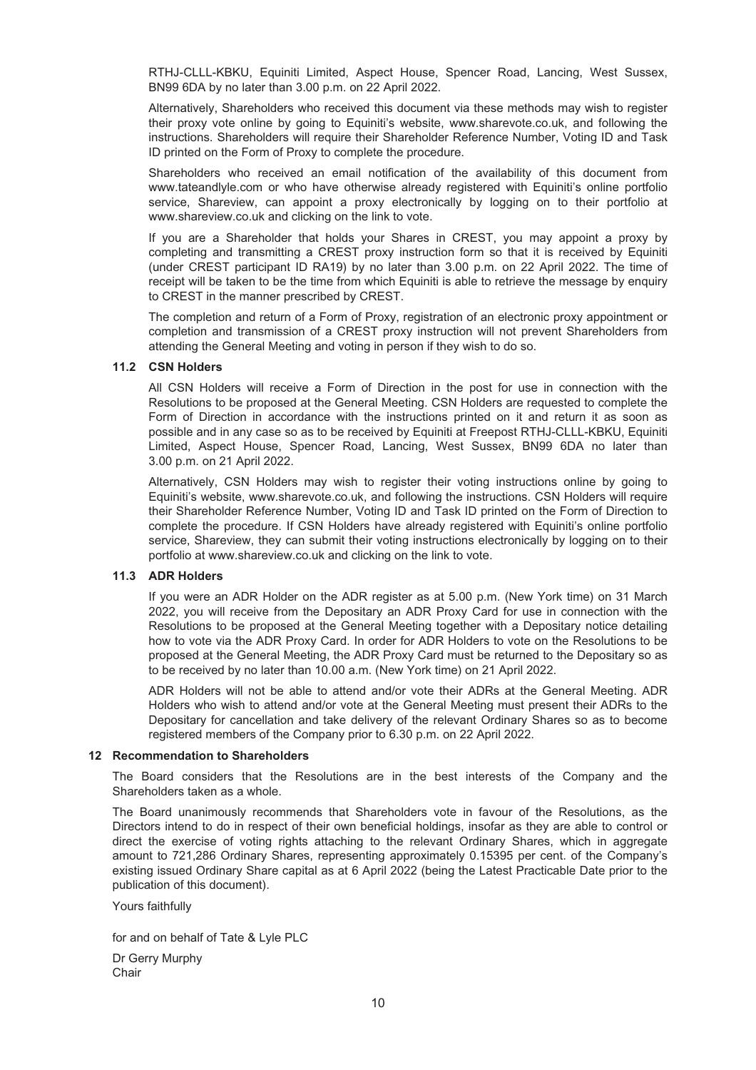RTHJ-CLLL-KBKU, Equiniti Limited, Aspect House, Spencer Road, Lancing, West Sussex, BN99 6DA by no later than 3.00 p.m. on 22 April 2022.

Alternatively, Shareholders who received this document via these methods may wish to register their proxy vote online by going to Equiniti's website, www.sharevote.co.uk, and following the instructions. Shareholders will require their Shareholder Reference Number, Voting ID and Task ID printed on the Form of Proxy to complete the procedure.

Shareholders who received an email notification of the availability of this document from www.tateandlyle.com or who have otherwise already registered with Equiniti's online portfolio service, Shareview, can appoint a proxy electronically by logging on to their portfolio at www.shareview.co.uk and clicking on the link to vote.

If you are a Shareholder that holds your Shares in CREST, you may appoint a proxy by completing and transmitting a CREST proxy instruction form so that it is received by Equiniti (under CREST participant ID RA19) by no later than 3.00 p.m. on 22 April 2022. The time of receipt will be taken to be the time from which Equiniti is able to retrieve the message by enquiry to CREST in the manner prescribed by CREST.

The completion and return of a Form of Proxy, registration of an electronic proxy appointment or completion and transmission of a CREST proxy instruction will not prevent Shareholders from attending the General Meeting and voting in person if they wish to do so.

### 11.2 CSN Holders

All CSN Holders will receive a Form of Direction in the post for use in connection with the Resolutions to be proposed at the General Meeting. CSN Holders are requested to complete the Form of Direction in accordance with the instructions printed on it and return it as soon as possible and in any case so as to be received by Equiniti at Freepost RTHJ-CLLL-KBKU, Equiniti Limited, Aspect House, Spencer Road, Lancing, West Sussex, BN99 6DA no later than 3.00 p.m. on 21 April 2022.

Alternatively, CSN Holders may wish to register their voting instructions online by going to Equiniti's website, www.sharevote.co.uk, and following the instructions. CSN Holders will require their Shareholder Reference Number, Voting ID and Task ID printed on the Form of Direction to complete the procedure. If CSN Holders have already registered with Equiniti's online portfolio service, Shareview, they can submit their voting instructions electronically by logging on to their portfolio at www.shareview.co.uk and clicking on the link to vote.

### 11.3 ADR Holders

If you were an ADR Holder on the ADR register as at 5.00 p.m. (New York time) on 31 March 2022, you will receive from the Depositary an ADR Proxy Card for use in connection with the Resolutions to be proposed at the General Meeting together with a Depositary notice detailing how to vote via the ADR Proxy Card. In order for ADR Holders to vote on the Resolutions to be proposed at the General Meeting, the ADR Proxy Card must be returned to the Depositary so as to be received by no later than 10.00 a.m. (New York time) on 21 April 2022.

ADR Holders will not be able to attend and/or vote their ADRs at the General Meeting. ADR Holders who wish to attend and/or vote at the General Meeting must present their ADRs to the Depositary for cancellation and take delivery of the relevant Ordinary Shares so as to become registered members of the Company prior to 6.30 p.m. on 22 April 2022.

## 12 Recommendation to Shareholders

The Board considers that the Resolutions are in the best interests of the Company and the Shareholders taken as a whole.

The Board unanimously recommends that Shareholders vote in favour of the Resolutions, as the Directors intend to do in respect of their own beneficial holdings, insofar as they are able to control or direct the exercise of voting rights attaching to the relevant Ordinary Shares, which in aggregate amount to 721,286 Ordinary Shares, representing approximately 0.15395 per cent. of the Company's existing issued Ordinary Share capital as at 6 April 2022 (being the Latest Practicable Date prior to the publication of this document).

Yours faithfully

for and on behalf of Tate & Lyle PLC

Dr Gerry Murphy
Chair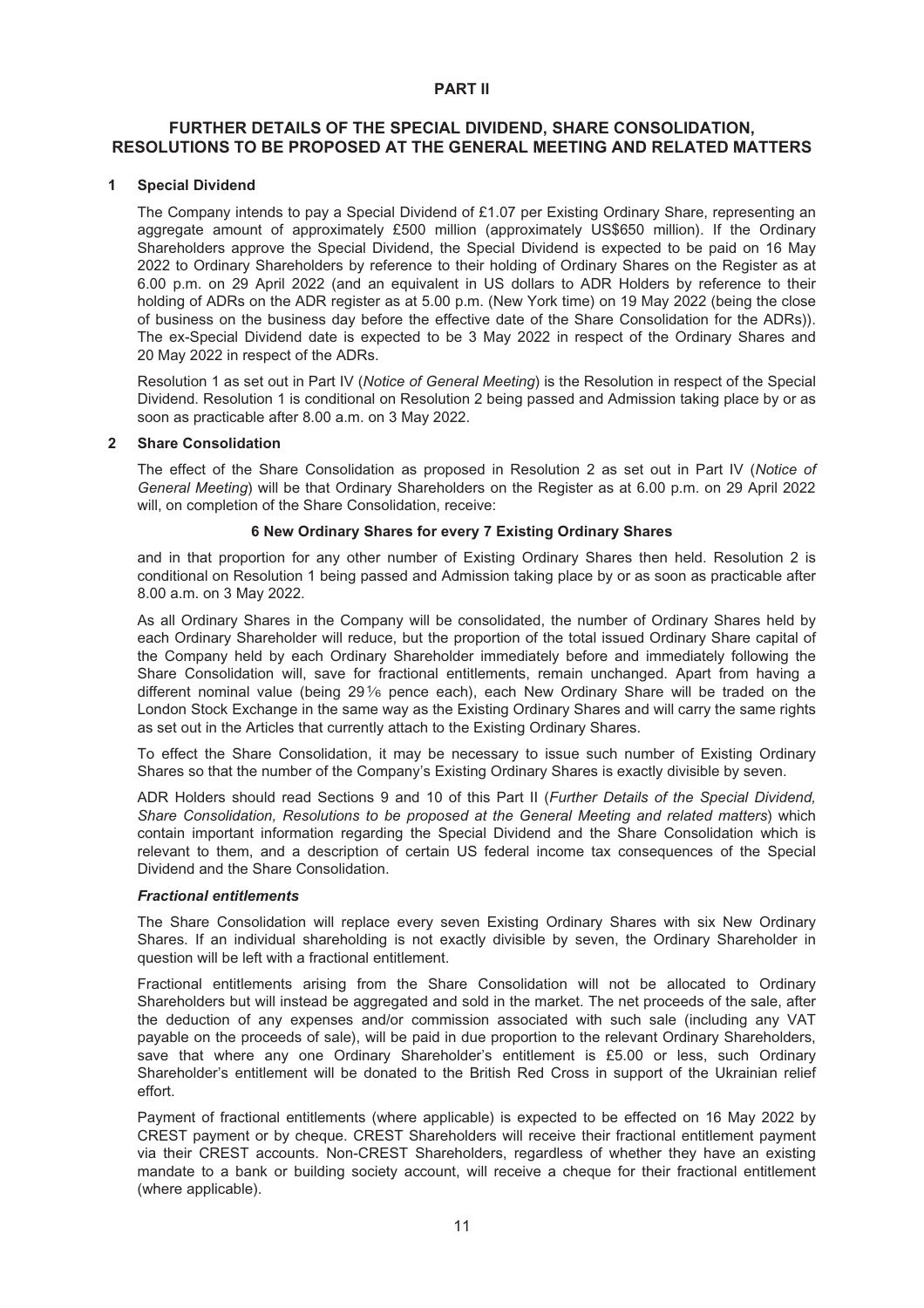# PART II

## FURTHER DETAILS OF THE SPECIAL DIVIDEND, SHARE CONSOLIDATION, RESOLUTIONS TO BE PROPOSED AT THE GENERAL MEETING AND RELATED MATTERS

### 1 Special Dividend

The Company intends to pay a Special Dividend of £1.07 per Existing Ordinary Share, representing an aggregate amount of approximately £500 million (approximately US$650 million). If the Ordinary Shareholders approve the Special Dividend, the Special Dividend is expected to be paid on 16 May 2022 to Ordinary Shareholders by reference to their holding of Ordinary Shares on the Register as at 6.00 p.m. on 29 April 2022 (and an equivalent in US dollars to ADR Holders by reference to their holding of ADRs on the ADR register as at 5.00 p.m. (New York time) on 19 May 2022 (being the close of business on the business day before the effective date of the Share Consolidation for the ADRs)). The ex-Special Dividend date is expected to be 3 May 2022 in respect of the Ordinary Shares and 20 May 2022 in respect of the ADRs.

Resolution 1 as set out in Part IV (*Notice of General Meeting*) is the Resolution in respect of the Special Dividend. Resolution 1 is conditional on Resolution 2 being passed and Admission taking place by or as soon as practicable after 8.00 a.m. on 3 May 2022.

### 2 Share Consolidation

The effect of the Share Consolidation as proposed in Resolution 2 as set out in Part IV (*Notice of General Meeting*) will be that Ordinary Shareholders on the Register as at 6.00 p.m. on 29 April 2022 will, on completion of the Share Consolidation, receive:

**6 New Ordinary Shares for every 7 Existing Ordinary Shares**

and in that proportion for any other number of Existing Ordinary Shares then held. Resolution 2 is conditional on Resolution 1 being passed and Admission taking place by or as soon as practicable after 8.00 a.m. on 3 May 2022.

As all Ordinary Shares in the Company will be consolidated, the number of Ordinary Shares held by each Ordinary Shareholder will reduce, but the proportion of the total issued Ordinary Share capital of the Company held by each Ordinary Shareholder immediately before and immediately following the Share Consolidation will, save for fractional entitlements, remain unchanged. Apart from having a different nominal value (being 29 1⁄6 pence each), each New Ordinary Share will be traded on the London Stock Exchange in the same way as the Existing Ordinary Shares and will carry the same rights as set out in the Articles that currently attach to the Existing Ordinary Shares.

To effect the Share Consolidation, it may be necessary to issue such number of Existing Ordinary Shares so that the number of the Company's Existing Ordinary Shares is exactly divisible by seven.

ADR Holders should read Sections 9 and 10 of this Part II (*Further Details of the Special Dividend, Share Consolidation, Resolutions to be proposed at the General Meeting and related matters*) which contain important information regarding the Special Dividend and the Share Consolidation which is relevant to them, and a description of certain US federal income tax consequences of the Special Dividend and the Share Consolidation.

#### *Fractional entitlements*

The Share Consolidation will replace every seven Existing Ordinary Shares with six New Ordinary Shares. If an individual shareholding is not exactly divisible by seven, the Ordinary Shareholder in question will be left with a fractional entitlement.

Fractional entitlements arising from the Share Consolidation will not be allocated to Ordinary Shareholders but will instead be aggregated and sold in the market. The net proceeds of the sale, after the deduction of any expenses and/or commission associated with such sale (including any VAT payable on the proceeds of sale), will be paid in due proportion to the relevant Ordinary Shareholders, save that where any one Ordinary Shareholder's entitlement is £5.00 or less, such Ordinary Shareholder's entitlement will be donated to the British Red Cross in support of the Ukrainian relief effort.

Payment of fractional entitlements (where applicable) is expected to be effected on 16 May 2022 by CREST payment or by cheque. CREST Shareholders will receive their fractional entitlement payment via their CREST accounts. Non-CREST Shareholders, regardless of whether they have an existing mandate to a bank or building society account, will receive a cheque for their fractional entitlement (where applicable).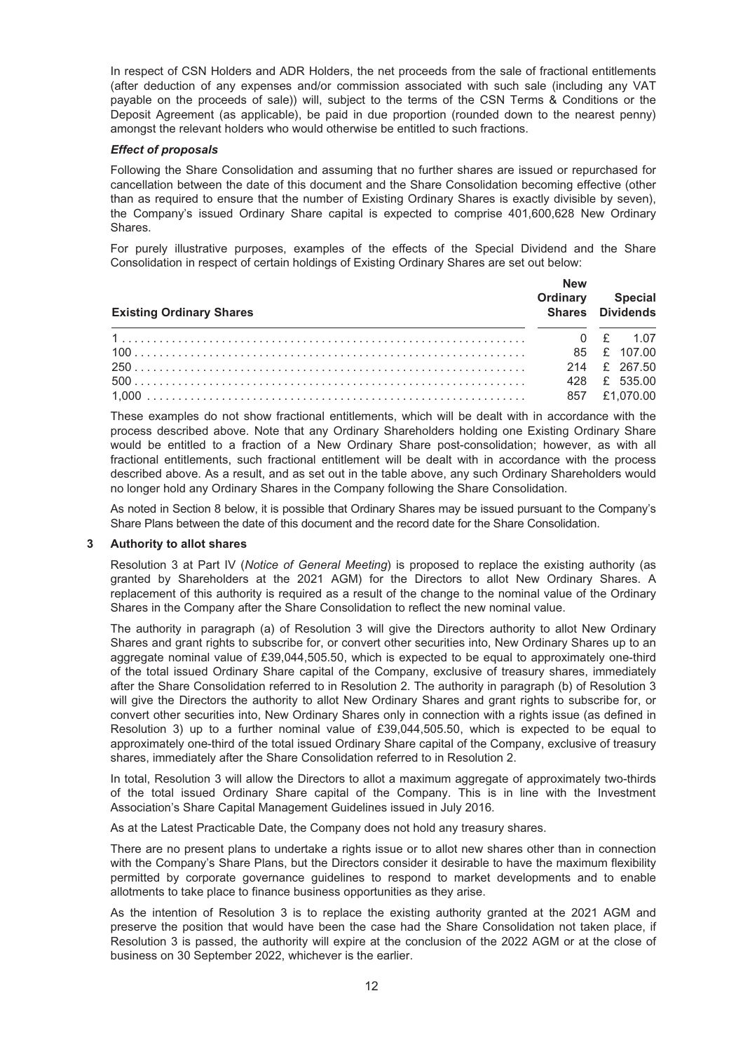In respect of CSN Holders and ADR Holders, the net proceeds from the sale of fractional entitlements (after deduction of any expenses and/or commission associated with such sale (including any VAT payable on the proceeds of sale)) will, subject to the terms of the CSN Terms & Conditions or the Deposit Agreement (as applicable), be paid in due proportion (rounded down to the nearest penny) amongst the relevant holders who would otherwise be entitled to such fractions.

***Effect of proposals***

Following the Share Consolidation and assuming that no further shares are issued or repurchased for cancellation between the date of this document and the Share Consolidation becoming effective (other than as required to ensure that the number of Existing Ordinary Shares is exactly divisible by seven), the Company's issued Ordinary Share capital is expected to comprise 401,600,628 New Ordinary Shares.

For purely illustrative purposes, examples of the effects of the Special Dividend and the Share Consolidation in respect of certain holdings of Existing Ordinary Shares are set out below:

| **Existing Ordinary Shares** | **New Ordinary Shares** | **Special Dividends** |
|---|---|---|
| 1 | 0 | £ 1.07 |
| 100 | 85 | £ 107.00 |
| 250 | 214 | £ 267.50 |
| 500 | 428 | £ 535.00 |
| 1,000 | 857 | £1,070.00 |

These examples do not show fractional entitlements, which will be dealt with in accordance with the process described above. Note that any Ordinary Shareholders holding one Existing Ordinary Share would be entitled to a fraction of a New Ordinary Share post-consolidation; however, as with all fractional entitlements, such fractional entitlement will be dealt with in accordance with the process described above. As a result, and as set out in the table above, any such Ordinary Shareholders would no longer hold any Ordinary Shares in the Company following the Share Consolidation.

As noted in Section 8 below, it is possible that Ordinary Shares may be issued pursuant to the Company's Share Plans between the date of this document and the record date for the Share Consolidation.

### 3 Authority to allot shares

Resolution 3 at Part IV (*Notice of General Meeting*) is proposed to replace the existing authority (as granted by Shareholders at the 2021 AGM) for the Directors to allot New Ordinary Shares. A replacement of this authority is required as a result of the change to the nominal value of the Ordinary Shares in the Company after the Share Consolidation to reflect the new nominal value.

The authority in paragraph (a) of Resolution 3 will give the Directors authority to allot New Ordinary Shares and grant rights to subscribe for, or convert other securities into, New Ordinary Shares up to an aggregate nominal value of £39,044,505.50, which is expected to be equal to approximately one-third of the total issued Ordinary Share capital of the Company, exclusive of treasury shares, immediately after the Share Consolidation referred to in Resolution 2. The authority in paragraph (b) of Resolution 3 will give the Directors the authority to allot New Ordinary Shares and grant rights to subscribe for, or convert other securities into, New Ordinary Shares only in connection with a rights issue (as defined in Resolution 3) up to a further nominal value of £39,044,505.50, which is expected to be equal to approximately one-third of the total issued Ordinary Share capital of the Company, exclusive of treasury shares, immediately after the Share Consolidation referred to in Resolution 2.

In total, Resolution 3 will allow the Directors to allot a maximum aggregate of approximately two-thirds of the total issued Ordinary Share capital of the Company. This is in line with the Investment Association's Share Capital Management Guidelines issued in July 2016.

As at the Latest Practicable Date, the Company does not hold any treasury shares.

There are no present plans to undertake a rights issue or to allot new shares other than in connection with the Company's Share Plans, but the Directors consider it desirable to have the maximum flexibility permitted by corporate governance guidelines to respond to market developments and to enable allotments to take place to finance business opportunities as they arise.

As the intention of Resolution 3 is to replace the existing authority granted at the 2021 AGM and preserve the position that would have been the case had the Share Consolidation not taken place, if Resolution 3 is passed, the authority will expire at the conclusion of the 2022 AGM or at the close of business on 30 September 2022, whichever is the earlier.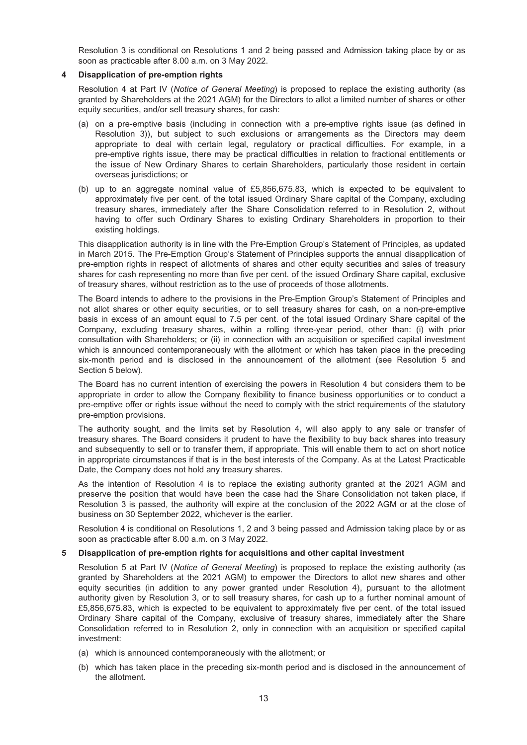Resolution 3 is conditional on Resolutions 1 and 2 being passed and Admission taking place by or as soon as practicable after 8.00 a.m. on 3 May 2022.

### 4 Disapplication of pre-emption rights

Resolution 4 at Part IV (*Notice of General Meeting*) is proposed to replace the existing authority (as granted by Shareholders at the 2021 AGM) for the Directors to allot a limited number of shares or other equity securities, and/or sell treasury shares, for cash:

(a) on a pre-emptive basis (including in connection with a pre-emptive rights issue (as defined in Resolution 3)), but subject to such exclusions or arrangements as the Directors may deem appropriate to deal with certain legal, regulatory or practical difficulties. For example, in a pre-emptive rights issue, there may be practical difficulties in relation to fractional entitlements or the issue of New Ordinary Shares to certain Shareholders, particularly those resident in certain overseas jurisdictions; or

(b) up to an aggregate nominal value of £5,856,675.83, which is expected to be equivalent to approximately five per cent. of the total issued Ordinary Share capital of the Company, excluding treasury shares, immediately after the Share Consolidation referred to in Resolution 2, without having to offer such Ordinary Shares to existing Ordinary Shareholders in proportion to their existing holdings.

This disapplication authority is in line with the Pre-Emption Group's Statement of Principles, as updated in March 2015. The Pre-Emption Group's Statement of Principles supports the annual disapplication of pre-emption rights in respect of allotments of shares and other equity securities and sales of treasury shares for cash representing no more than five per cent. of the issued Ordinary Share capital, exclusive of treasury shares, without restriction as to the use of proceeds of those allotments.

The Board intends to adhere to the provisions in the Pre-Emption Group's Statement of Principles and not allot shares or other equity securities, or to sell treasury shares for cash, on a non-pre-emptive basis in excess of an amount equal to 7.5 per cent. of the total issued Ordinary Share capital of the Company, excluding treasury shares, within a rolling three-year period, other than: (i) with prior consultation with Shareholders; or (ii) in connection with an acquisition or specified capital investment which is announced contemporaneously with the allotment or which has taken place in the preceding six-month period and is disclosed in the announcement of the allotment (see Resolution 5 and Section 5 below).

The Board has no current intention of exercising the powers in Resolution 4 but considers them to be appropriate in order to allow the Company flexibility to finance business opportunities or to conduct a pre-emptive offer or rights issue without the need to comply with the strict requirements of the statutory pre-emption provisions.

The authority sought, and the limits set by Resolution 4, will also apply to any sale or transfer of treasury shares. The Board considers it prudent to have the flexibility to buy back shares into treasury and subsequently to sell or to transfer them, if appropriate. This will enable them to act on short notice in appropriate circumstances if that is in the best interests of the Company. As at the Latest Practicable Date, the Company does not hold any treasury shares.

As the intention of Resolution 4 is to replace the existing authority granted at the 2021 AGM and preserve the position that would have been the case had the Share Consolidation not taken place, if Resolution 3 is passed, the authority will expire at the conclusion of the 2022 AGM or at the close of business on 30 September 2022, whichever is the earlier.

Resolution 4 is conditional on Resolutions 1, 2 and 3 being passed and Admission taking place by or as soon as practicable after 8.00 a.m. on 3 May 2022.

### 5 Disapplication of pre-emption rights for acquisitions and other capital investment

Resolution 5 at Part IV (*Notice of General Meeting*) is proposed to replace the existing authority (as granted by Shareholders at the 2021 AGM) to empower the Directors to allot new shares and other equity securities (in addition to any power granted under Resolution 4), pursuant to the allotment authority given by Resolution 3, or to sell treasury shares, for cash up to a further nominal amount of £5,856,675.83, which is expected to be equivalent to approximately five per cent. of the total issued Ordinary Share capital of the Company, exclusive of treasury shares, immediately after the Share Consolidation referred to in Resolution 2, only in connection with an acquisition or specified capital investment:

(a) which is announced contemporaneously with the allotment; or

(b) which has taken place in the preceding six-month period and is disclosed in the announcement of the allotment.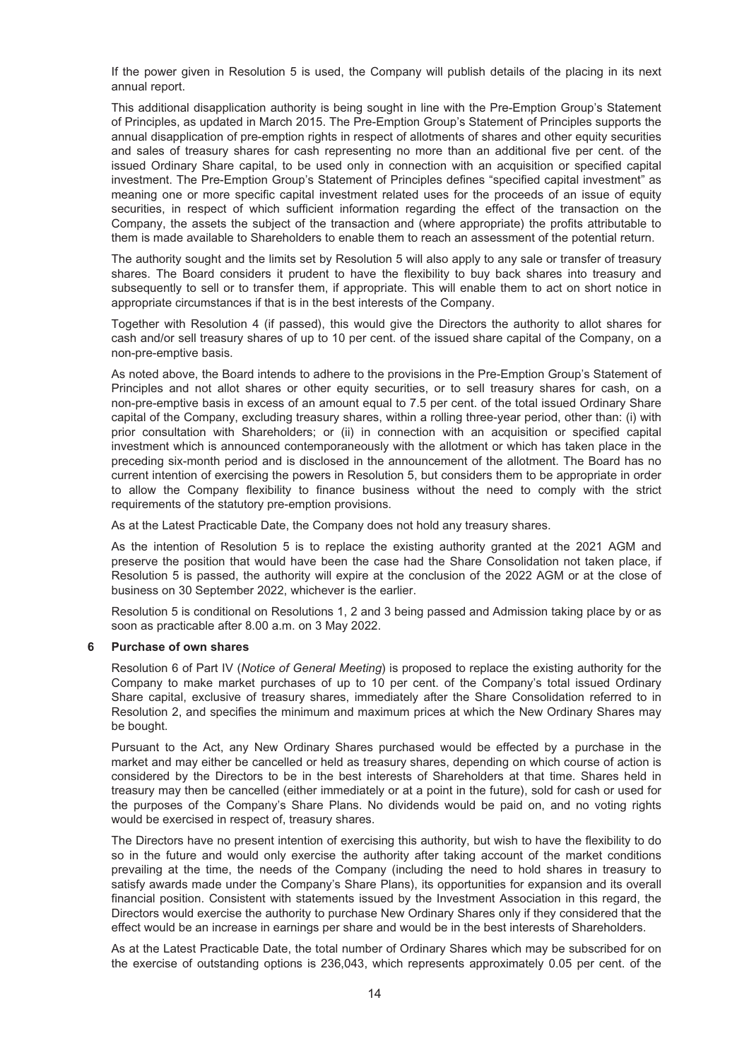If the power given in Resolution 5 is used, the Company will publish details of the placing in its next annual report.

This additional disapplication authority is being sought in line with the Pre-Emption Group's Statement of Principles, as updated in March 2015. The Pre-Emption Group's Statement of Principles supports the annual disapplication of pre-emption rights in respect of allotments of shares and other equity securities and sales of treasury shares for cash representing no more than an additional five per cent. of the issued Ordinary Share capital, to be used only in connection with an acquisition or specified capital investment. The Pre-Emption Group's Statement of Principles defines "specified capital investment" as meaning one or more specific capital investment related uses for the proceeds of an issue of equity securities, in respect of which sufficient information regarding the effect of the transaction on the Company, the assets the subject of the transaction and (where appropriate) the profits attributable to them is made available to Shareholders to enable them to reach an assessment of the potential return.

The authority sought and the limits set by Resolution 5 will also apply to any sale or transfer of treasury shares. The Board considers it prudent to have the flexibility to buy back shares into treasury and subsequently to sell or to transfer them, if appropriate. This will enable them to act on short notice in appropriate circumstances if that is in the best interests of the Company.

Together with Resolution 4 (if passed), this would give the Directors the authority to allot shares for cash and/or sell treasury shares of up to 10 per cent. of the issued share capital of the Company, on a non-pre-emptive basis.

As noted above, the Board intends to adhere to the provisions in the Pre-Emption Group's Statement of Principles and not allot shares or other equity securities, or to sell treasury shares for cash, on a non-pre-emptive basis in excess of an amount equal to 7.5 per cent. of the total issued Ordinary Share capital of the Company, excluding treasury shares, within a rolling three-year period, other than: (i) with prior consultation with Shareholders; or (ii) in connection with an acquisition or specified capital investment which is announced contemporaneously with the allotment or which has taken place in the preceding six-month period and is disclosed in the announcement of the allotment. The Board has no current intention of exercising the powers in Resolution 5, but considers them to be appropriate in order to allow the Company flexibility to finance business without the need to comply with the strict requirements of the statutory pre-emption provisions.

As at the Latest Practicable Date, the Company does not hold any treasury shares.

As the intention of Resolution 5 is to replace the existing authority granted at the 2021 AGM and preserve the position that would have been the case had the Share Consolidation not taken place, if Resolution 5 is passed, the authority will expire at the conclusion of the 2022 AGM or at the close of business on 30 September 2022, whichever is the earlier.

Resolution 5 is conditional on Resolutions 1, 2 and 3 being passed and Admission taking place by or as soon as practicable after 8.00 a.m. on 3 May 2022.

### 6 Purchase of own shares

Resolution 6 of Part IV (*Notice of General Meeting*) is proposed to replace the existing authority for the Company to make market purchases of up to 10 per cent. of the Company's total issued Ordinary Share capital, exclusive of treasury shares, immediately after the Share Consolidation referred to in Resolution 2, and specifies the minimum and maximum prices at which the New Ordinary Shares may be bought.

Pursuant to the Act, any New Ordinary Shares purchased would be effected by a purchase in the market and may either be cancelled or held as treasury shares, depending on which course of action is considered by the Directors to be in the best interests of Shareholders at that time. Shares held in treasury may then be cancelled (either immediately or at a point in the future), sold for cash or used for the purposes of the Company's Share Plans. No dividends would be paid on, and no voting rights would be exercised in respect of, treasury shares.

The Directors have no present intention of exercising this authority, but wish to have the flexibility to do so in the future and would only exercise the authority after taking account of the market conditions prevailing at the time, the needs of the Company (including the need to hold shares in treasury to satisfy awards made under the Company's Share Plans), its opportunities for expansion and its overall financial position. Consistent with statements issued by the Investment Association in this regard, the Directors would exercise the authority to purchase New Ordinary Shares only if they considered that the effect would be an increase in earnings per share and would be in the best interests of Shareholders.

As at the Latest Practicable Date, the total number of Ordinary Shares which may be subscribed for on the exercise of outstanding options is 236,043, which represents approximately 0.05 per cent. of the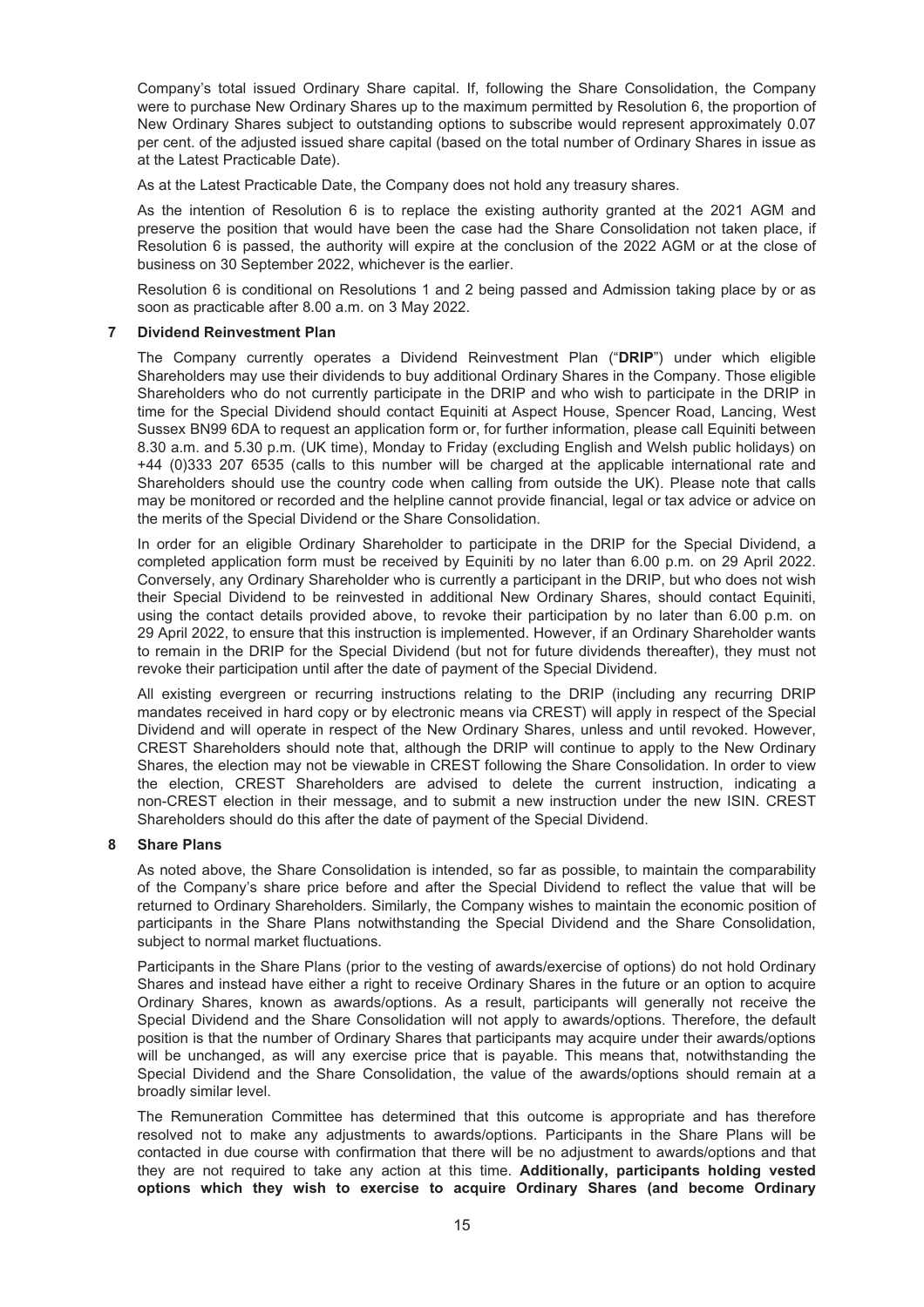Company's total issued Ordinary Share capital. If, following the Share Consolidation, the Company were to purchase New Ordinary Shares up to the maximum permitted by Resolution 6, the proportion of New Ordinary Shares subject to outstanding options to subscribe would represent approximately 0.07 per cent. of the adjusted issued share capital (based on the total number of Ordinary Shares in issue as at the Latest Practicable Date).

As at the Latest Practicable Date, the Company does not hold any treasury shares.

As the intention of Resolution 6 is to replace the existing authority granted at the 2021 AGM and preserve the position that would have been the case had the Share Consolidation not taken place, if Resolution 6 is passed, the authority will expire at the conclusion of the 2022 AGM or at the close of business on 30 September 2022, whichever is the earlier.

Resolution 6 is conditional on Resolutions 1 and 2 being passed and Admission taking place by or as soon as practicable after 8.00 a.m. on 3 May 2022.

## 7 Dividend Reinvestment Plan

The Company currently operates a Dividend Reinvestment Plan ("**DRIP**") under which eligible Shareholders may use their dividends to buy additional Ordinary Shares in the Company. Those eligible Shareholders who do not currently participate in the DRIP and who wish to participate in the DRIP in time for the Special Dividend should contact Equiniti at Aspect House, Spencer Road, Lancing, West Sussex BN99 6DA to request an application form or, for further information, please call Equiniti between 8.30 a.m. and 5.30 p.m. (UK time), Monday to Friday (excluding English and Welsh public holidays) on +44 (0)333 207 6535 (calls to this number will be charged at the applicable international rate and Shareholders should use the country code when calling from outside the UK). Please note that calls may be monitored or recorded and the helpline cannot provide financial, legal or tax advice or advice on the merits of the Special Dividend or the Share Consolidation.

In order for an eligible Ordinary Shareholder to participate in the DRIP for the Special Dividend, a completed application form must be received by Equiniti by no later than 6.00 p.m. on 29 April 2022. Conversely, any Ordinary Shareholder who is currently a participant in the DRIP, but who does not wish their Special Dividend to be reinvested in additional New Ordinary Shares, should contact Equiniti, using the contact details provided above, to revoke their participation by no later than 6.00 p.m. on 29 April 2022, to ensure that this instruction is implemented. However, if an Ordinary Shareholder wants to remain in the DRIP for the Special Dividend (but not for future dividends thereafter), they must not revoke their participation until after the date of payment of the Special Dividend.

All existing evergreen or recurring instructions relating to the DRIP (including any recurring DRIP mandates received in hard copy or by electronic means via CREST) will apply in respect of the Special Dividend and will operate in respect of the New Ordinary Shares, unless and until revoked. However, CREST Shareholders should note that, although the DRIP will continue to apply to the New Ordinary Shares, the election may not be viewable in CREST following the Share Consolidation. In order to view the election, CREST Shareholders are advised to delete the current instruction, indicating a non-CREST election in their message, and to submit a new instruction under the new ISIN. CREST Shareholders should do this after the date of payment of the Special Dividend.

## 8 Share Plans

As noted above, the Share Consolidation is intended, so far as possible, to maintain the comparability of the Company's share price before and after the Special Dividend to reflect the value that will be returned to Ordinary Shareholders. Similarly, the Company wishes to maintain the economic position of participants in the Share Plans notwithstanding the Special Dividend and the Share Consolidation, subject to normal market fluctuations.

Participants in the Share Plans (prior to the vesting of awards/exercise of options) do not hold Ordinary Shares and instead have either a right to receive Ordinary Shares in the future or an option to acquire Ordinary Shares, known as awards/options. As a result, participants will generally not receive the Special Dividend and the Share Consolidation will not apply to awards/options. Therefore, the default position is that the number of Ordinary Shares that participants may acquire under their awards/options will be unchanged, as will any exercise price that is payable. This means that, notwithstanding the Special Dividend and the Share Consolidation, the value of the awards/options should remain at a broadly similar level.

The Remuneration Committee has determined that this outcome is appropriate and has therefore resolved not to make any adjustments to awards/options. Participants in the Share Plans will be contacted in due course with confirmation that there will be no adjustment to awards/options and that they are not required to take any action at this time. **Additionally, participants holding vested options which they wish to exercise to acquire Ordinary Shares (and become Ordinary**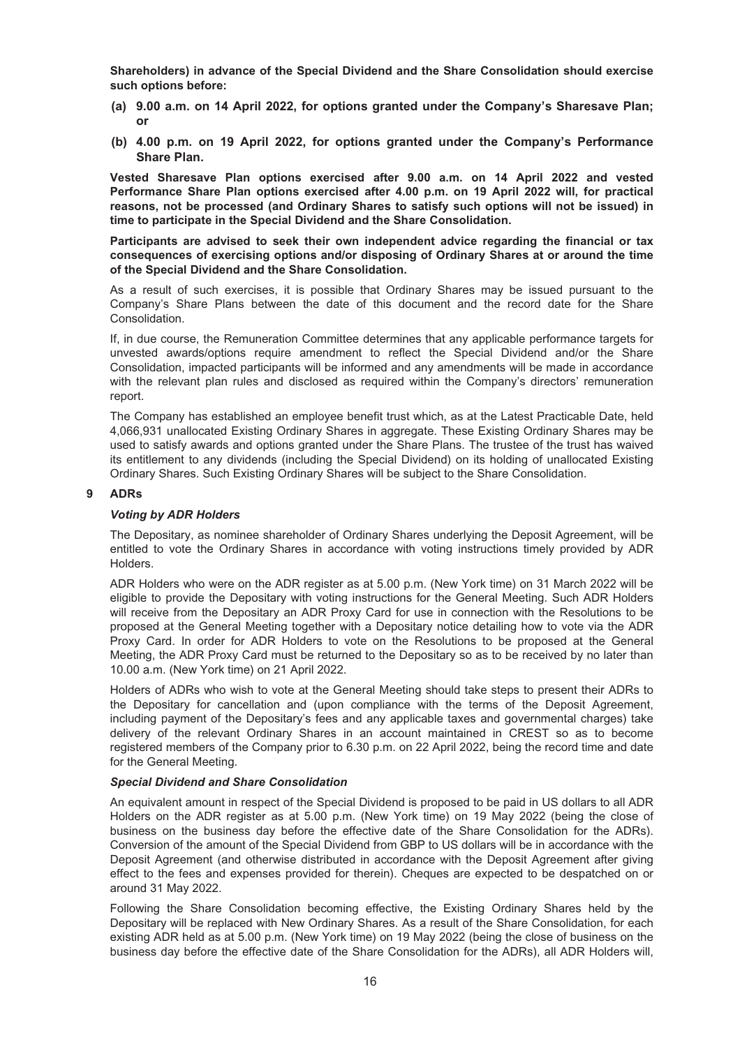**Shareholders) in advance of the Special Dividend and the Share Consolidation should exercise such options before:**

**(a) 9.00 a.m. on 14 April 2022, for options granted under the Company's Sharesave Plan; or**

**(b) 4.00 p.m. on 19 April 2022, for options granted under the Company's Performance Share Plan.**

**Vested Sharesave Plan options exercised after 9.00 a.m. on 14 April 2022 and vested Performance Share Plan options exercised after 4.00 p.m. on 19 April 2022 will, for practical reasons, not be processed (and Ordinary Shares to satisfy such options will not be issued) in time to participate in the Special Dividend and the Share Consolidation.**

**Participants are advised to seek their own independent advice regarding the financial or tax consequences of exercising options and/or disposing of Ordinary Shares at or around the time of the Special Dividend and the Share Consolidation.**

As a result of such exercises, it is possible that Ordinary Shares may be issued pursuant to the Company's Share Plans between the date of this document and the record date for the Share Consolidation.

If, in due course, the Remuneration Committee determines that any applicable performance targets for unvested awards/options require amendment to reflect the Special Dividend and/or the Share Consolidation, impacted participants will be informed and any amendments will be made in accordance with the relevant plan rules and disclosed as required within the Company's directors' remuneration report.

The Company has established an employee benefit trust which, as at the Latest Practicable Date, held 4,066,931 unallocated Existing Ordinary Shares in aggregate. These Existing Ordinary Shares may be used to satisfy awards and options granted under the Share Plans. The trustee of the trust has waived its entitlement to any dividends (including the Special Dividend) on its holding of unallocated Existing Ordinary Shares. Such Existing Ordinary Shares will be subject to the Share Consolidation.

## 9 ADRs

### *Voting by ADR Holders*

The Depositary, as nominee shareholder of Ordinary Shares underlying the Deposit Agreement, will be entitled to vote the Ordinary Shares in accordance with voting instructions timely provided by ADR Holders.

ADR Holders who were on the ADR register as at 5.00 p.m. (New York time) on 31 March 2022 will be eligible to provide the Depositary with voting instructions for the General Meeting. Such ADR Holders will receive from the Depositary an ADR Proxy Card for use in connection with the Resolutions to be proposed at the General Meeting together with a Depositary notice detailing how to vote via the ADR Proxy Card. In order for ADR Holders to vote on the Resolutions to be proposed at the General Meeting, the ADR Proxy Card must be returned to the Depositary so as to be received by no later than 10.00 a.m. (New York time) on 21 April 2022.

Holders of ADRs who wish to vote at the General Meeting should take steps to present their ADRs to the Depositary for cancellation and (upon compliance with the terms of the Deposit Agreement, including payment of the Depositary's fees and any applicable taxes and governmental charges) take delivery of the relevant Ordinary Shares in an account maintained in CREST so as to become registered members of the Company prior to 6.30 p.m. on 22 April 2022, being the record time and date for the General Meeting.

### *Special Dividend and Share Consolidation*

An equivalent amount in respect of the Special Dividend is proposed to be paid in US dollars to all ADR Holders on the ADR register as at 5.00 p.m. (New York time) on 19 May 2022 (being the close of business on the business day before the effective date of the Share Consolidation for the ADRs). Conversion of the amount of the Special Dividend from GBP to US dollars will be in accordance with the Deposit Agreement (and otherwise distributed in accordance with the Deposit Agreement after giving effect to the fees and expenses provided for therein). Cheques are expected to be despatched on or around 31 May 2022.

Following the Share Consolidation becoming effective, the Existing Ordinary Shares held by the Depositary will be replaced with New Ordinary Shares. As a result of the Share Consolidation, for each existing ADR held as at 5.00 p.m. (New York time) on 19 May 2022 (being the close of business on the business day before the effective date of the Share Consolidation for the ADRs), all ADR Holders will,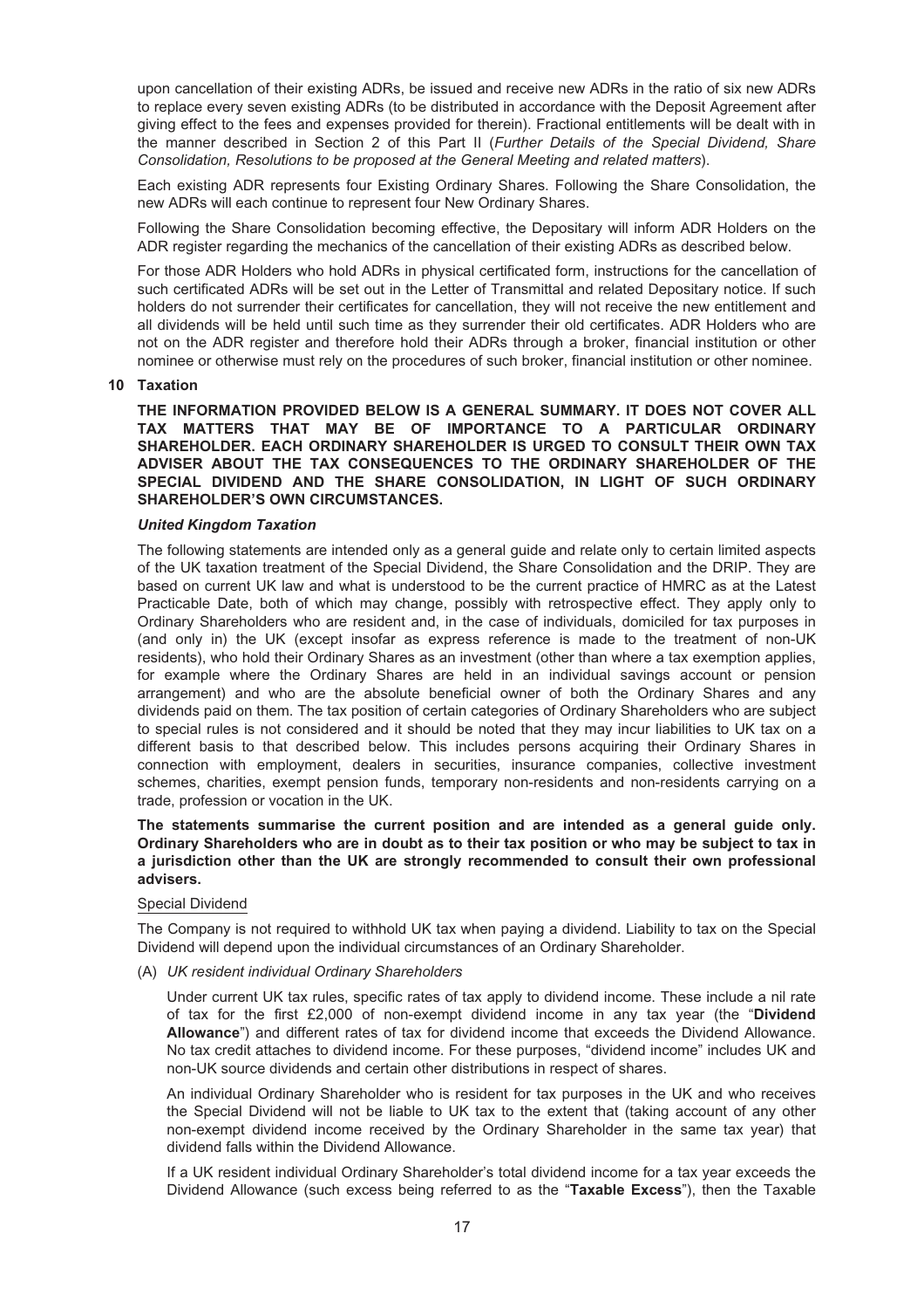upon cancellation of their existing ADRs, be issued and receive new ADRs in the ratio of six new ADRs to replace every seven existing ADRs (to be distributed in accordance with the Deposit Agreement after giving effect to the fees and expenses provided for therein). Fractional entitlements will be dealt with in the manner described in Section 2 of this Part II (*Further Details of the Special Dividend, Share Consolidation, Resolutions to be proposed at the General Meeting and related matters*).

Each existing ADR represents four Existing Ordinary Shares. Following the Share Consolidation, the new ADRs will each continue to represent four New Ordinary Shares.

Following the Share Consolidation becoming effective, the Depositary will inform ADR Holders on the ADR register regarding the mechanics of the cancellation of their existing ADRs as described below.

For those ADR Holders who hold ADRs in physical certificated form, instructions for the cancellation of such certificated ADRs will be set out in the Letter of Transmittal and related Depositary notice. If such holders do not surrender their certificates for cancellation, they will not receive the new entitlement and all dividends will be held until such time as they surrender their old certificates. ADR Holders who are not on the ADR register and therefore hold their ADRs through a broker, financial institution or other nominee or otherwise must rely on the procedures of such broker, financial institution or other nominee.

## 10 Taxation

**THE INFORMATION PROVIDED BELOW IS A GENERAL SUMMARY. IT DOES NOT COVER ALL TAX MATTERS THAT MAY BE OF IMPORTANCE TO A PARTICULAR ORDINARY SHAREHOLDER. EACH ORDINARY SHAREHOLDER IS URGED TO CONSULT THEIR OWN TAX ADVISER ABOUT THE TAX CONSEQUENCES TO THE ORDINARY SHAREHOLDER OF THE SPECIAL DIVIDEND AND THE SHARE CONSOLIDATION, IN LIGHT OF SUCH ORDINARY SHAREHOLDER'S OWN CIRCUMSTANCES.**

### *United Kingdom Taxation*

The following statements are intended only as a general guide and relate only to certain limited aspects of the UK taxation treatment of the Special Dividend, the Share Consolidation and the DRIP. They are based on current UK law and what is understood to be the current practice of HMRC as at the Latest Practicable Date, both of which may change, possibly with retrospective effect. They apply only to Ordinary Shareholders who are resident and, in the case of individuals, domiciled for tax purposes in (and only in) the UK (except insofar as express reference is made to the treatment of non-UK residents), who hold their Ordinary Shares as an investment (other than where a tax exemption applies, for example where the Ordinary Shares are held in an individual savings account or pension arrangement) and who are the absolute beneficial owner of both the Ordinary Shares and any dividends paid on them. The tax position of certain categories of Ordinary Shareholders who are subject to special rules is not considered and it should be noted that they may incur liabilities to UK tax on a different basis to that described below. This includes persons acquiring their Ordinary Shares in connection with employment, dealers in securities, insurance companies, collective investment schemes, charities, exempt pension funds, temporary non-residents and non-residents carrying on a trade, profession or vocation in the UK.

**The statements summarise the current position and are intended as a general guide only. Ordinary Shareholders who are in doubt as to their tax position or who may be subject to tax in a jurisdiction other than the UK are strongly recommended to consult their own professional advisers.**

#### Special Dividend

The Company is not required to withhold UK tax when paying a dividend. Liability to tax on the Special Dividend will depend upon the individual circumstances of an Ordinary Shareholder.

(A) *UK resident individual Ordinary Shareholders*

Under current UK tax rules, specific rates of tax apply to dividend income. These include a nil rate of tax for the first £2,000 of non-exempt dividend income in any tax year (the "**Dividend Allowance**") and different rates of tax for dividend income that exceeds the Dividend Allowance. No tax credit attaches to dividend income. For these purposes, "dividend income" includes UK and non-UK source dividends and certain other distributions in respect of shares.

An individual Ordinary Shareholder who is resident for tax purposes in the UK and who receives the Special Dividend will not be liable to UK tax to the extent that (taking account of any other non-exempt dividend income received by the Ordinary Shareholder in the same tax year) that dividend falls within the Dividend Allowance.

If a UK resident individual Ordinary Shareholder's total dividend income for a tax year exceeds the Dividend Allowance (such excess being referred to as the "**Taxable Excess**"), then the Taxable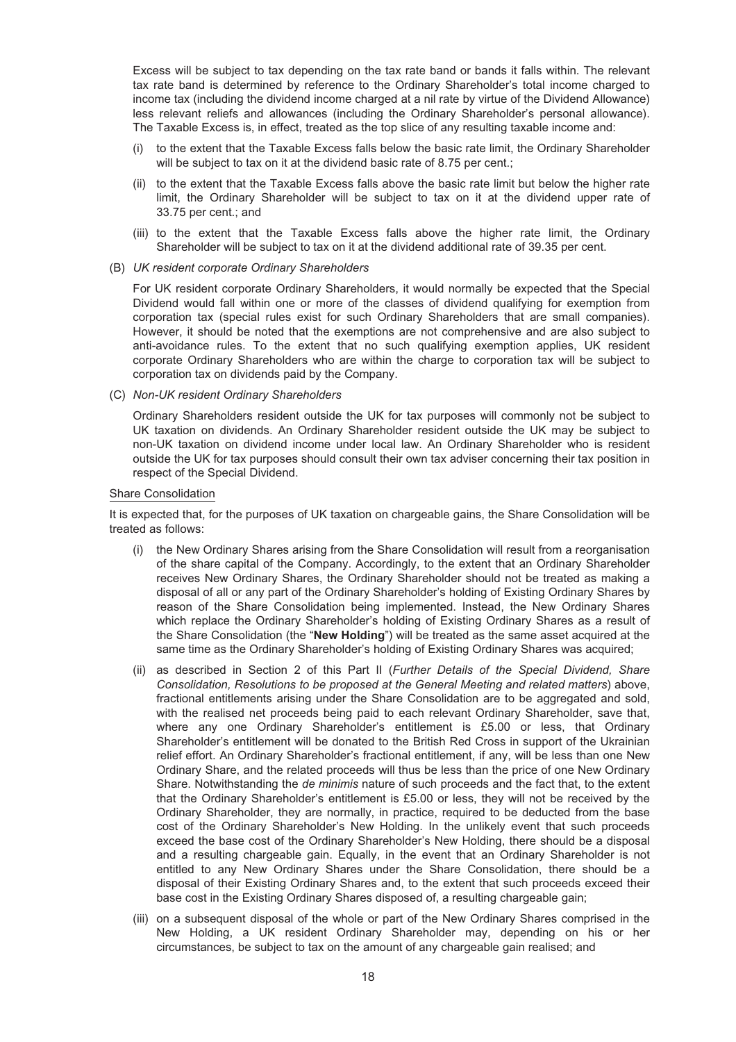Excess will be subject to tax depending on the tax rate band or bands it falls within. The relevant tax rate band is determined by reference to the Ordinary Shareholder's total income charged to income tax (including the dividend income charged at a nil rate by virtue of the Dividend Allowance) less relevant reliefs and allowances (including the Ordinary Shareholder's personal allowance). The Taxable Excess is, in effect, treated as the top slice of any resulting taxable income and:

(i) to the extent that the Taxable Excess falls below the basic rate limit, the Ordinary Shareholder will be subject to tax on it at the dividend basic rate of 8.75 per cent.;

(ii) to the extent that the Taxable Excess falls above the basic rate limit but below the higher rate limit, the Ordinary Shareholder will be subject to tax on it at the dividend upper rate of 33.75 per cent.; and

(iii) to the extent that the Taxable Excess falls above the higher rate limit, the Ordinary Shareholder will be subject to tax on it at the dividend additional rate of 39.35 per cent.

(B) *UK resident corporate Ordinary Shareholders*

For UK resident corporate Ordinary Shareholders, it would normally be expected that the Special Dividend would fall within one or more of the classes of dividend qualifying for exemption from corporation tax (special rules exist for such Ordinary Shareholders that are small companies). However, it should be noted that the exemptions are not comprehensive and are also subject to anti-avoidance rules. To the extent that no such qualifying exemption applies, UK resident corporate Ordinary Shareholders who are within the charge to corporation tax will be subject to corporation tax on dividends paid by the Company.

(C) *Non-UK resident Ordinary Shareholders*

Ordinary Shareholders resident outside the UK for tax purposes will commonly not be subject to UK taxation on dividends. An Ordinary Shareholder resident outside the UK may be subject to non-UK taxation on dividend income under local law. An Ordinary Shareholder who is resident outside the UK for tax purposes should consult their own tax adviser concerning their tax position in respect of the Special Dividend.

Share Consolidation

It is expected that, for the purposes of UK taxation on chargeable gains, the Share Consolidation will be treated as follows:

(i) the New Ordinary Shares arising from the Share Consolidation will result from a reorganisation of the share capital of the Company. Accordingly, to the extent that an Ordinary Shareholder receives New Ordinary Shares, the Ordinary Shareholder should not be treated as making a disposal of all or any part of the Ordinary Shareholder's holding of Existing Ordinary Shares by reason of the Share Consolidation being implemented. Instead, the New Ordinary Shares which replace the Ordinary Shareholder's holding of Existing Ordinary Shares as a result of the Share Consolidation (the "**New Holding**") will be treated as the same asset acquired at the same time as the Ordinary Shareholder's holding of Existing Ordinary Shares was acquired;

(ii) as described in Section 2 of this Part II (*Further Details of the Special Dividend, Share Consolidation, Resolutions to be proposed at the General Meeting and related matters*) above, fractional entitlements arising under the Share Consolidation are to be aggregated and sold, with the realised net proceeds being paid to each relevant Ordinary Shareholder, save that, where any one Ordinary Shareholder's entitlement is £5.00 or less, that Ordinary Shareholder's entitlement will be donated to the British Red Cross in support of the Ukrainian relief effort. An Ordinary Shareholder's fractional entitlement, if any, will be less than one New Ordinary Share, and the related proceeds will thus be less than the price of one New Ordinary Share. Notwithstanding the *de minimis* nature of such proceeds and the fact that, to the extent that the Ordinary Shareholder's entitlement is £5.00 or less, they will not be received by the Ordinary Shareholder, they are normally, in practice, required to be deducted from the base cost of the Ordinary Shareholder's New Holding. In the unlikely event that such proceeds exceed the base cost of the Ordinary Shareholder's New Holding, there should be a disposal and a resulting chargeable gain. Equally, in the event that an Ordinary Shareholder is not entitled to any New Ordinary Shares under the Share Consolidation, there should be a disposal of their Existing Ordinary Shares and, to the extent that such proceeds exceed their base cost in the Existing Ordinary Shares disposed of, a resulting chargeable gain;

(iii) on a subsequent disposal of the whole or part of the New Ordinary Shares comprised in the New Holding, a UK resident Ordinary Shareholder may, depending on his or her circumstances, be subject to tax on the amount of any chargeable gain realised; and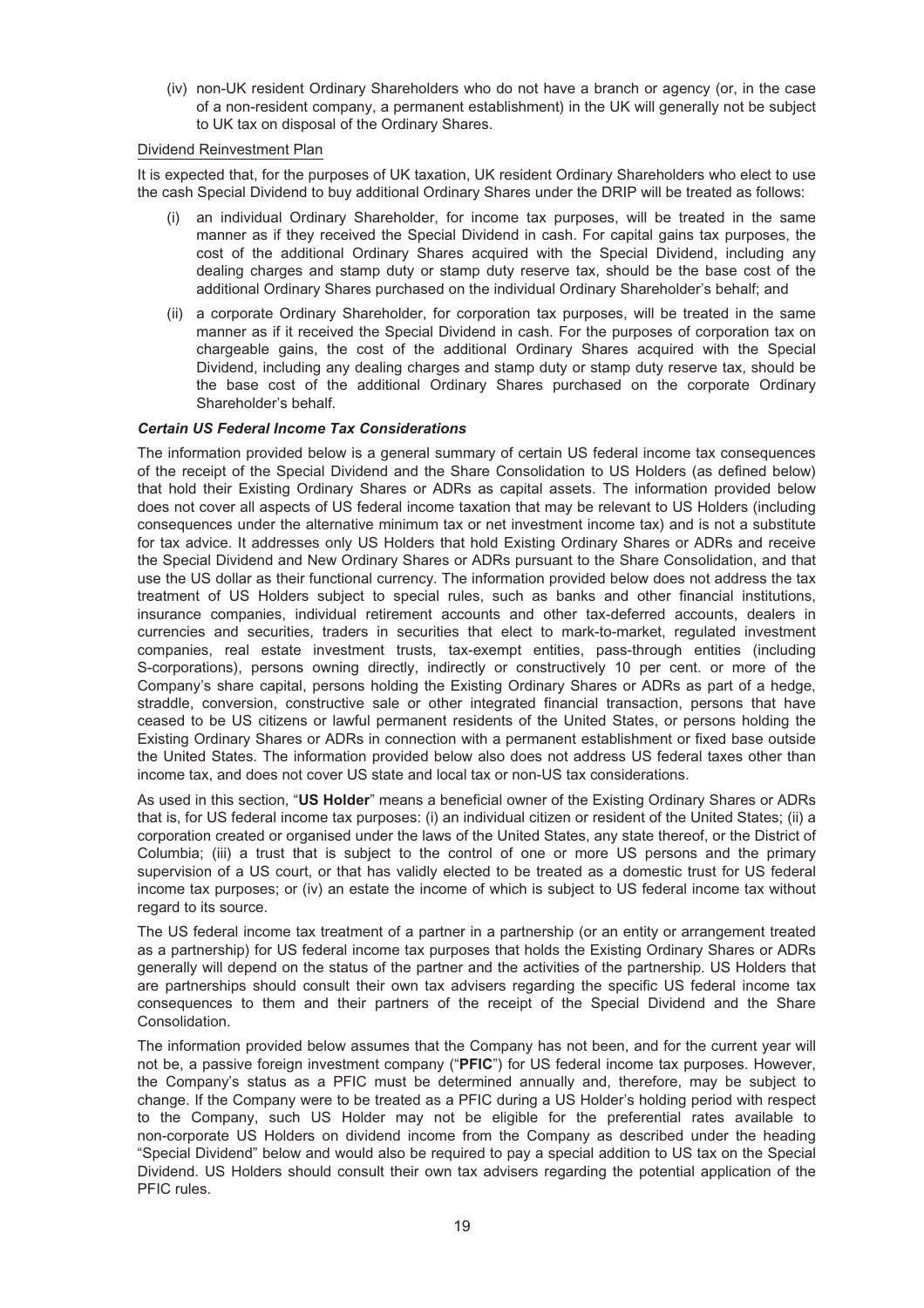(iv) non-UK resident Ordinary Shareholders who do not have a branch or agency (or, in the case of a non-resident company, a permanent establishment) in the UK will generally not be subject to UK tax on disposal of the Ordinary Shares.

Dividend Reinvestment Plan

It is expected that, for the purposes of UK taxation, UK resident Ordinary Shareholders who elect to use the cash Special Dividend to buy additional Ordinary Shares under the DRIP will be treated as follows:

(i) an individual Ordinary Shareholder, for income tax purposes, will be treated in the same manner as if they received the Special Dividend in cash. For capital gains tax purposes, the cost of the additional Ordinary Shares acquired with the Special Dividend, including any dealing charges and stamp duty or stamp duty reserve tax, should be the base cost of the additional Ordinary Shares purchased on the individual Ordinary Shareholder's behalf; and

(ii) a corporate Ordinary Shareholder, for corporation tax purposes, will be treated in the same manner as if it received the Special Dividend in cash. For the purposes of corporation tax on chargeable gains, the cost of the additional Ordinary Shares acquired with the Special Dividend, including any dealing charges and stamp duty or stamp duty reserve tax, should be the base cost of the additional Ordinary Shares purchased on the corporate Ordinary Shareholder's behalf.

***Certain US Federal Income Tax Considerations***

The information provided below is a general summary of certain US federal income tax consequences of the receipt of the Special Dividend and the Share Consolidation to US Holders (as defined below) that hold their Existing Ordinary Shares or ADRs as capital assets. The information provided below does not cover all aspects of US federal income taxation that may be relevant to US Holders (including consequences under the alternative minimum tax or net investment income tax) and is not a substitute for tax advice. It addresses only US Holders that hold Existing Ordinary Shares or ADRs and receive the Special Dividend and New Ordinary Shares or ADRs pursuant to the Share Consolidation, and that use the US dollar as their functional currency. The information provided below does not address the tax treatment of US Holders subject to special rules, such as banks and other financial institutions, insurance companies, individual retirement accounts and other tax-deferred accounts, dealers in currencies and securities, traders in securities that elect to mark-to-market, regulated investment companies, real estate investment trusts, tax-exempt entities, pass-through entities (including S-corporations), persons owning directly, indirectly or constructively 10 per cent. or more of the Company's share capital, persons holding the Existing Ordinary Shares or ADRs as part of a hedge, straddle, conversion, constructive sale or other integrated financial transaction, persons that have ceased to be US citizens or lawful permanent residents of the United States, or persons holding the Existing Ordinary Shares or ADRs in connection with a permanent establishment or fixed base outside the United States. The information provided below also does not address US federal taxes other than income tax, and does not cover US state and local tax or non-US tax considerations.

As used in this section, "**US Holder**" means a beneficial owner of the Existing Ordinary Shares or ADRs that is, for US federal income tax purposes: (i) an individual citizen or resident of the United States; (ii) a corporation created or organised under the laws of the United States, any state thereof, or the District of Columbia; (iii) a trust that is subject to the control of one or more US persons and the primary supervision of a US court, or that has validly elected to be treated as a domestic trust for US federal income tax purposes; or (iv) an estate the income of which is subject to US federal income tax without regard to its source.

The US federal income tax treatment of a partner in a partnership (or an entity or arrangement treated as a partnership) for US federal income tax purposes that holds the Existing Ordinary Shares or ADRs generally will depend on the status of the partner and the activities of the partnership. US Holders that are partnerships should consult their own tax advisers regarding the specific US federal income tax consequences to them and their partners of the receipt of the Special Dividend and the Share Consolidation.

The information provided below assumes that the Company has not been, and for the current year will not be, a passive foreign investment company ("**PFIC**") for US federal income tax purposes. However, the Company's status as a PFIC must be determined annually and, therefore, may be subject to change. If the Company were to be treated as a PFIC during a US Holder's holding period with respect to the Company, such US Holder may not be eligible for the preferential rates available to non-corporate US Holders on dividend income from the Company as described under the heading "Special Dividend" below and would also be required to pay a special addition to US tax on the Special Dividend. US Holders should consult their own tax advisers regarding the potential application of the PFIC rules.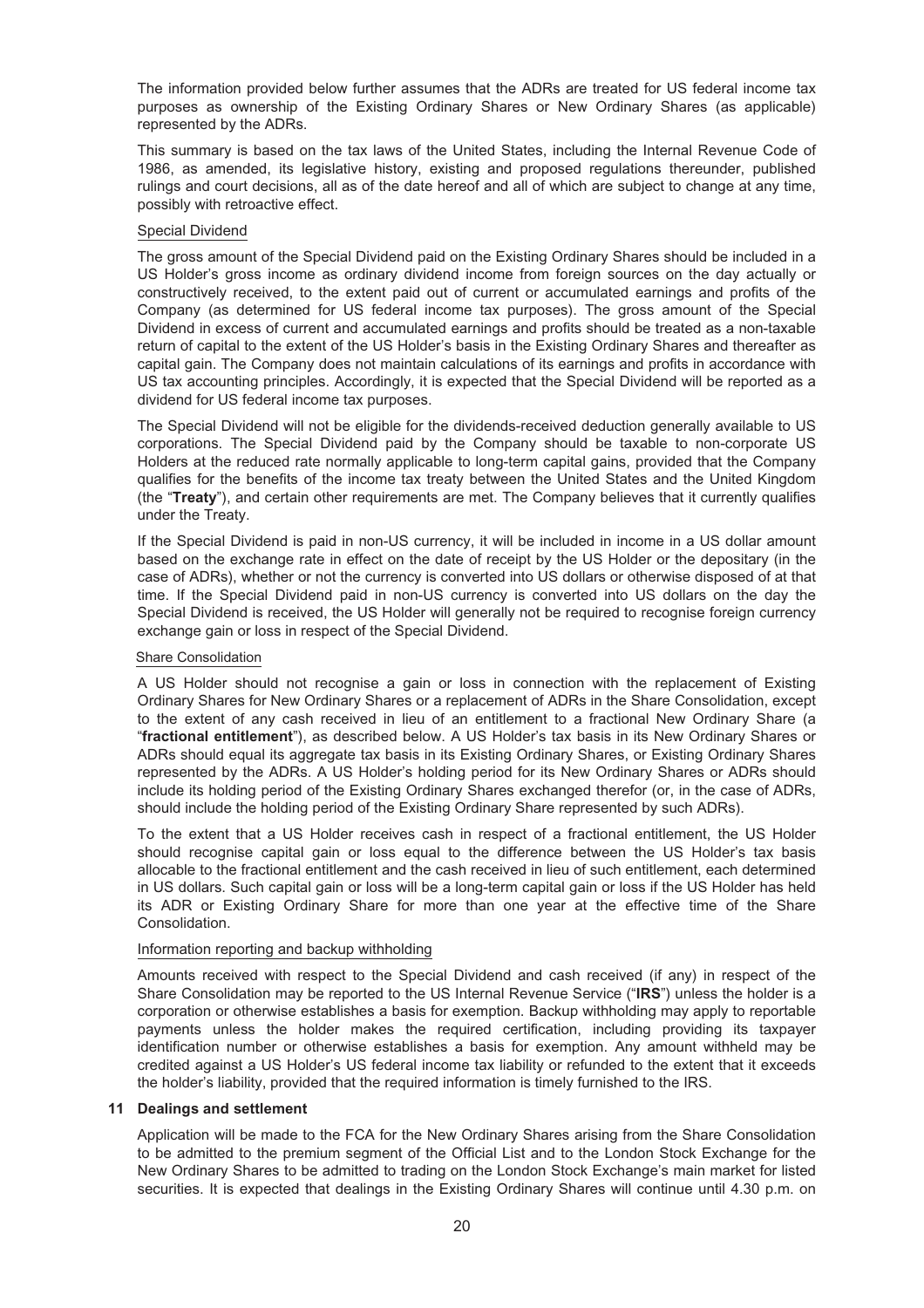The information provided below further assumes that the ADRs are treated for US federal income tax purposes as ownership of the Existing Ordinary Shares or New Ordinary Shares (as applicable) represented by the ADRs.

This summary is based on the tax laws of the United States, including the Internal Revenue Code of 1986, as amended, its legislative history, existing and proposed regulations thereunder, published rulings and court decisions, all as of the date hereof and all of which are subject to change at any time, possibly with retroactive effect.

Special Dividend

The gross amount of the Special Dividend paid on the Existing Ordinary Shares should be included in a US Holder's gross income as ordinary dividend income from foreign sources on the day actually or constructively received, to the extent paid out of current or accumulated earnings and profits of the Company (as determined for US federal income tax purposes). The gross amount of the Special Dividend in excess of current and accumulated earnings and profits should be treated as a non-taxable return of capital to the extent of the US Holder's basis in the Existing Ordinary Shares and thereafter as capital gain. The Company does not maintain calculations of its earnings and profits in accordance with US tax accounting principles. Accordingly, it is expected that the Special Dividend will be reported as a dividend for US federal income tax purposes.

The Special Dividend will not be eligible for the dividends-received deduction generally available to US corporations. The Special Dividend paid by the Company should be taxable to non-corporate US Holders at the reduced rate normally applicable to long-term capital gains, provided that the Company qualifies for the benefits of the income tax treaty between the United States and the United Kingdom (the "**Treaty**"), and certain other requirements are met. The Company believes that it currently qualifies under the Treaty.

If the Special Dividend is paid in non-US currency, it will be included in income in a US dollar amount based on the exchange rate in effect on the date of receipt by the US Holder or the depositary (in the case of ADRs), whether or not the currency is converted into US dollars or otherwise disposed of at that time. If the Special Dividend paid in non-US currency is converted into US dollars on the day the Special Dividend is received, the US Holder will generally not be required to recognise foreign currency exchange gain or loss in respect of the Special Dividend.

Share Consolidation

A US Holder should not recognise a gain or loss in connection with the replacement of Existing Ordinary Shares for New Ordinary Shares or a replacement of ADRs in the Share Consolidation, except to the extent of any cash received in lieu of an entitlement to a fractional New Ordinary Share (a "**fractional entitlement**"), as described below. A US Holder's tax basis in its New Ordinary Shares or ADRs should equal its aggregate tax basis in its Existing Ordinary Shares, or Existing Ordinary Shares represented by the ADRs. A US Holder's holding period for its New Ordinary Shares or ADRs should include its holding period of the Existing Ordinary Shares exchanged therefor (or, in the case of ADRs, should include the holding period of the Existing Ordinary Share represented by such ADRs).

To the extent that a US Holder receives cash in respect of a fractional entitlement, the US Holder should recognise capital gain or loss equal to the difference between the US Holder's tax basis allocable to the fractional entitlement and the cash received in lieu of such entitlement, each determined in US dollars. Such capital gain or loss will be a long-term capital gain or loss if the US Holder has held its ADR or Existing Ordinary Share for more than one year at the effective time of the Share Consolidation.

Information reporting and backup withholding

Amounts received with respect to the Special Dividend and cash received (if any) in respect of the Share Consolidation may be reported to the US Internal Revenue Service ("**IRS**") unless the holder is a corporation or otherwise establishes a basis for exemption. Backup withholding may apply to reportable payments unless the holder makes the required certification, including providing its taxpayer identification number or otherwise establishes a basis for exemption. Any amount withheld may be credited against a US Holder's US federal income tax liability or refunded to the extent that it exceeds the holder's liability, provided that the required information is timely furnished to the IRS.

## 11 Dealings and settlement

Application will be made to the FCA for the New Ordinary Shares arising from the Share Consolidation to be admitted to the premium segment of the Official List and to the London Stock Exchange for the New Ordinary Shares to be admitted to trading on the London Stock Exchange's main market for listed securities. It is expected that dealings in the Existing Ordinary Shares will continue until 4.30 p.m. on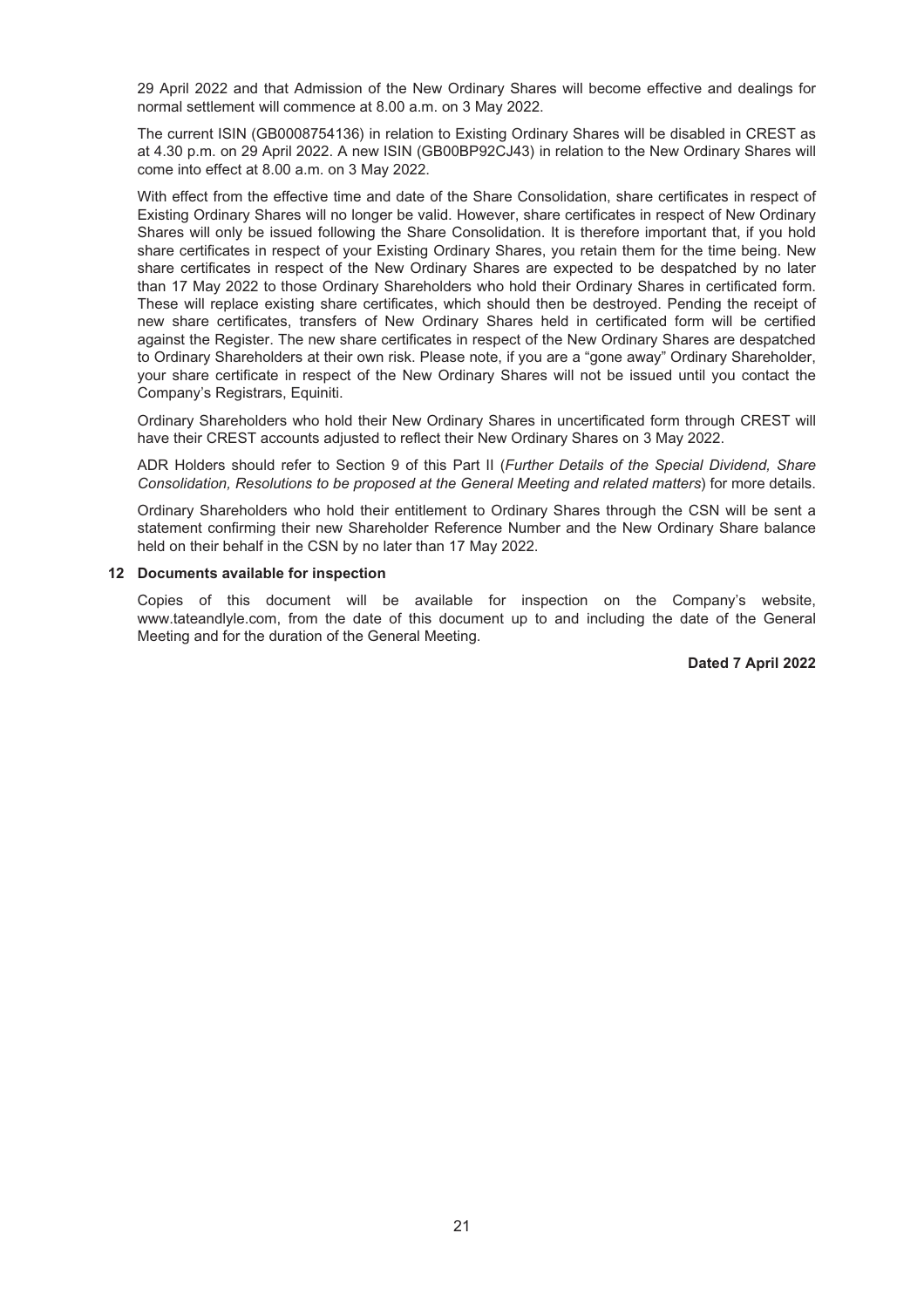29 April 2022 and that Admission of the New Ordinary Shares will become effective and dealings for normal settlement will commence at 8.00 a.m. on 3 May 2022.

The current ISIN (GB0008754136) in relation to Existing Ordinary Shares will be disabled in CREST as at 4.30 p.m. on 29 April 2022. A new ISIN (GB00BP92CJ43) in relation to the New Ordinary Shares will come into effect at 8.00 a.m. on 3 May 2022.

With effect from the effective time and date of the Share Consolidation, share certificates in respect of Existing Ordinary Shares will no longer be valid. However, share certificates in respect of New Ordinary Shares will only be issued following the Share Consolidation. It is therefore important that, if you hold share certificates in respect of your Existing Ordinary Shares, you retain them for the time being. New share certificates in respect of the New Ordinary Shares are expected to be despatched by no later than 17 May 2022 to those Ordinary Shareholders who hold their Ordinary Shares in certificated form. These will replace existing share certificates, which should then be destroyed. Pending the receipt of new share certificates, transfers of New Ordinary Shares held in certificated form will be certified against the Register. The new share certificates in respect of the New Ordinary Shares are despatched to Ordinary Shareholders at their own risk. Please note, if you are a "gone away" Ordinary Shareholder, your share certificate in respect of the New Ordinary Shares will not be issued until you contact the Company's Registrars, Equiniti.

Ordinary Shareholders who hold their New Ordinary Shares in uncertificated form through CREST will have their CREST accounts adjusted to reflect their New Ordinary Shares on 3 May 2022.

ADR Holders should refer to Section 9 of this Part II (*Further Details of the Special Dividend, Share Consolidation, Resolutions to be proposed at the General Meeting and related matters*) for more details.

Ordinary Shareholders who hold their entitlement to Ordinary Shares through the CSN will be sent a statement confirming their new Shareholder Reference Number and the New Ordinary Share balance held on their behalf in the CSN by no later than 17 May 2022.

## 12 Documents available for inspection

Copies of this document will be available for inspection on the Company's website, www.tateandlyle.com, from the date of this document up to and including the date of the General Meeting and for the duration of the General Meeting.

**Dated 7 April 2022**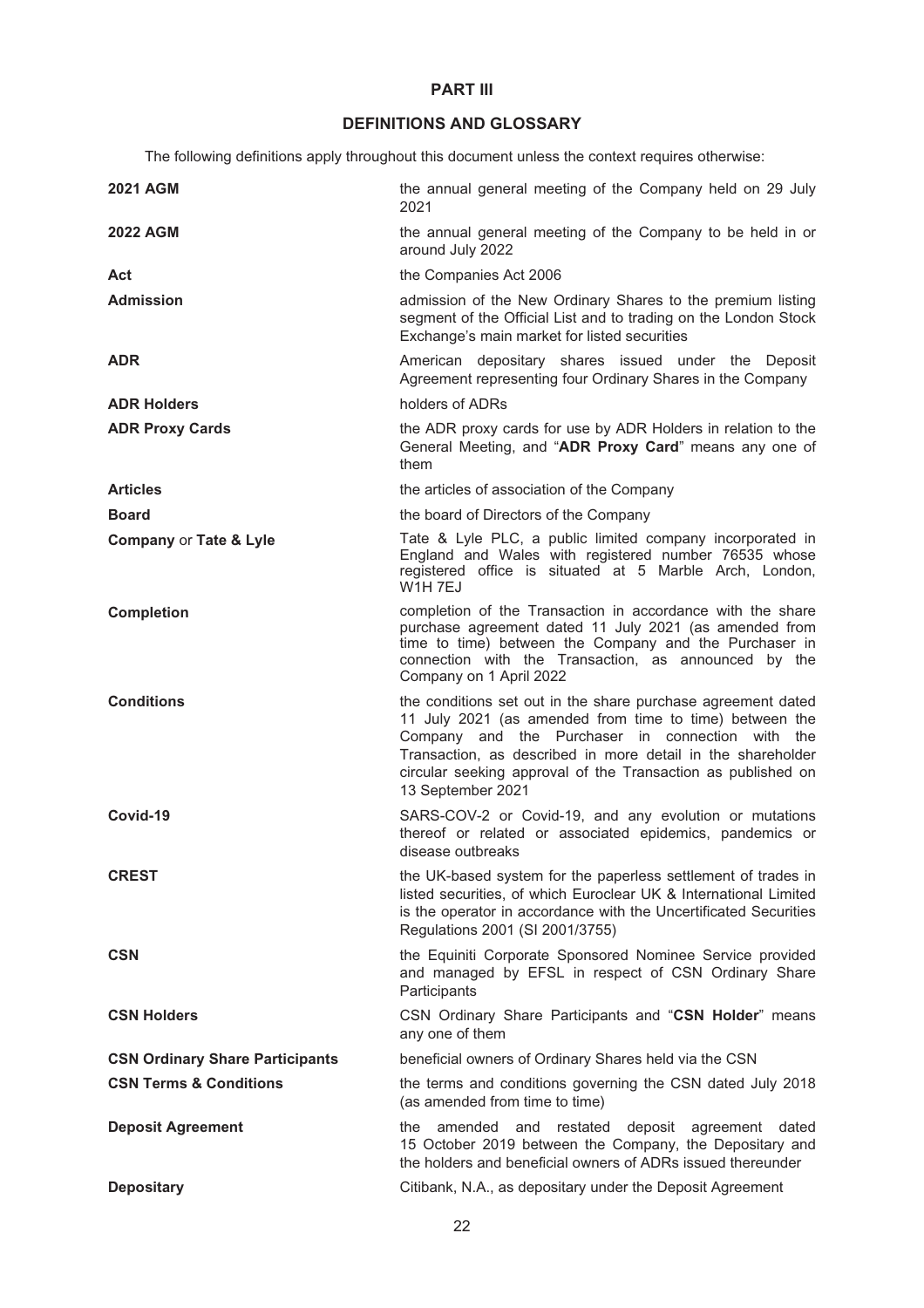# PART III

## DEFINITIONS AND GLOSSARY

The following definitions apply throughout this document unless the context requires otherwise:

| | |
|---|---|
| **2021 AGM** | the annual general meeting of the Company held on 29 July 2021 |
| **2022 AGM** | the annual general meeting of the Company to be held in or around July 2022 |
| **Act** | the Companies Act 2006 |
| **Admission** | admission of the New Ordinary Shares to the premium listing segment of the Official List and to trading on the London Stock Exchange's main market for listed securities |
| **ADR** | American depositary shares issued under the Deposit Agreement representing four Ordinary Shares in the Company |
| **ADR Holders** | holders of ADRs |
| **ADR Proxy Cards** | the ADR proxy cards for use by ADR Holders in relation to the General Meeting, and "**ADR Proxy Card**" means any one of them |
| **Articles** | the articles of association of the Company |
| **Board** | the board of Directors of the Company |
| **Company** or **Tate & Lyle** | Tate & Lyle PLC, a public limited company incorporated in England and Wales with registered number 76535 whose registered office is situated at 5 Marble Arch, London, W1H 7EJ |
| **Completion** | completion of the Transaction in accordance with the share purchase agreement dated 11 July 2021 (as amended from time to time) between the Company and the Purchaser in connection with the Transaction, as announced by the Company on 1 April 2022 |
| **Conditions** | the conditions set out in the share purchase agreement dated 11 July 2021 (as amended from time to time) between the Company and the Purchaser in connection with the Transaction, as described in more detail in the shareholder circular seeking approval of the Transaction as published on 13 September 2021 |
| **Covid-19** | SARS-COV-2 or Covid-19, and any evolution or mutations thereof or related or associated epidemics, pandemics or disease outbreaks |
| **CREST** | the UK-based system for the paperless settlement of trades in listed securities, of which Euroclear UK & International Limited is the operator in accordance with the Uncertificated Securities Regulations 2001 (SI 2001/3755) |
| **CSN** | the Equiniti Corporate Sponsored Nominee Service provided and managed by EFSL in respect of CSN Ordinary Share Participants |
| **CSN Holders** | CSN Ordinary Share Participants and "**CSN Holder**" means any one of them |
| **CSN Ordinary Share Participants** | beneficial owners of Ordinary Shares held via the CSN |
| **CSN Terms & Conditions** | the terms and conditions governing the CSN dated July 2018 (as amended from time to time) |
| **Deposit Agreement** | the amended and restated deposit agreement dated 15 October 2019 between the Company, the Depositary and the holders and beneficial owners of ADRs issued thereunder |
| **Depositary** | Citibank, N.A., as depositary under the Deposit Agreement |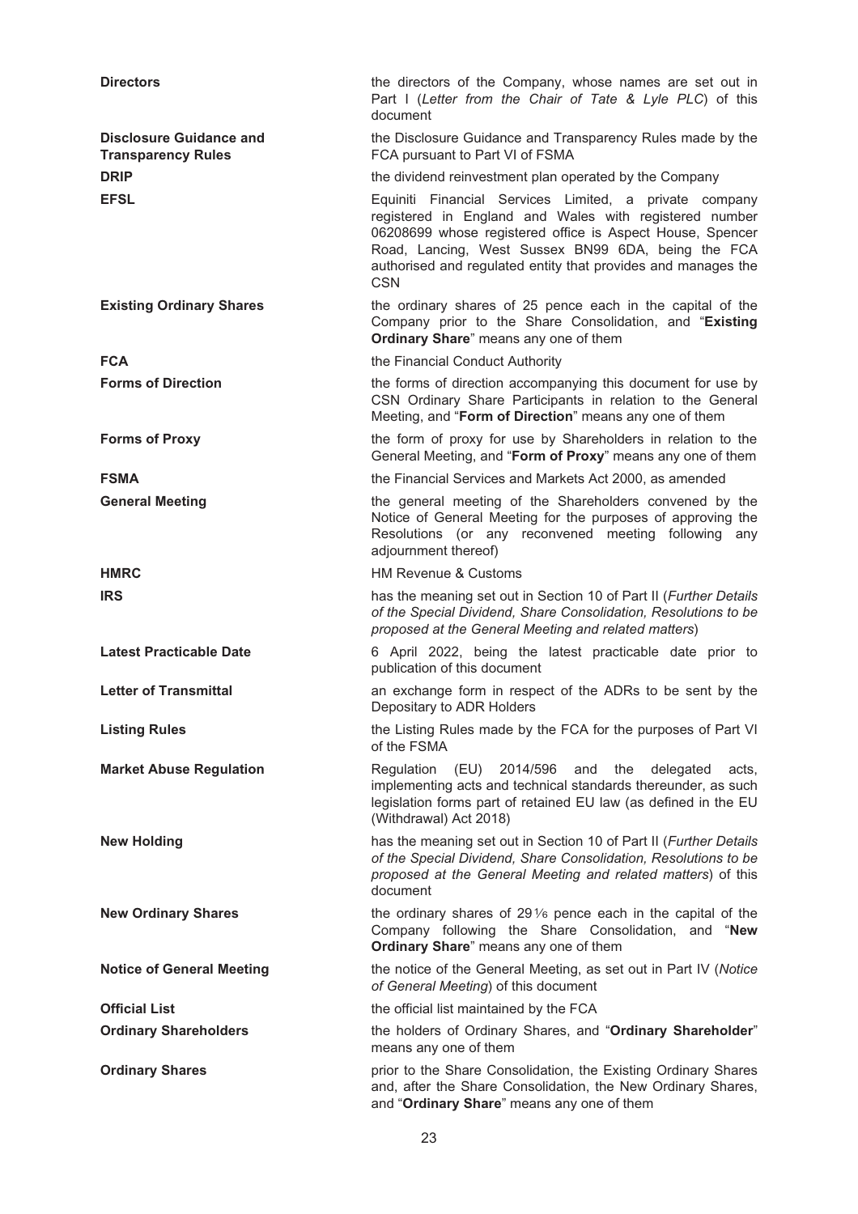| | |
|---|---|
| **Directors** | the directors of the Company, whose names are set out in Part I (*Letter from the Chair of Tate & Lyle PLC*) of this document |
| **Disclosure Guidance and Transparency Rules** | the Disclosure Guidance and Transparency Rules made by the FCA pursuant to Part VI of FSMA |
| **DRIP** | the dividend reinvestment plan operated by the Company |
| **EFSL** | Equiniti Financial Services Limited, a private company registered in England and Wales with registered number 06208699 whose registered office is Aspect House, Spencer Road, Lancing, West Sussex BN99 6DA, being the FCA authorised and regulated entity that provides and manages the CSN |
| **Existing Ordinary Shares** | the ordinary shares of 25 pence each in the capital of the Company prior to the Share Consolidation, and "**Existing Ordinary Share**" means any one of them |
| **FCA** | the Financial Conduct Authority |
| **Forms of Direction** | the forms of direction accompanying this document for use by CSN Ordinary Share Participants in relation to the General Meeting, and "**Form of Direction**" means any one of them |
| **Forms of Proxy** | the form of proxy for use by Shareholders in relation to the General Meeting, and "**Form of Proxy**" means any one of them |
| **FSMA** | the Financial Services and Markets Act 2000, as amended |
| **General Meeting** | the general meeting of the Shareholders convened by the Notice of General Meeting for the purposes of approving the Resolutions (or any reconvened meeting following any adjournment thereof) |
| **HMRC** | HM Revenue & Customs |
| **IRS** | has the meaning set out in Section 10 of Part II (*Further Details of the Special Dividend, Share Consolidation, Resolutions to be proposed at the General Meeting and related matters*) |
| **Latest Practicable Date** | 6 April 2022, being the latest practicable date prior to publication of this document |
| **Letter of Transmittal** | an exchange form in respect of the ADRs to be sent by the Depositary to ADR Holders |
| **Listing Rules** | the Listing Rules made by the FCA for the purposes of Part VI of the FSMA |
| **Market Abuse Regulation** | Regulation (EU) 2014/596 and the delegated acts, implementing acts and technical standards thereunder, as such legislation forms part of retained EU law (as defined in the EU (Withdrawal) Act 2018) |
| **New Holding** | has the meaning set out in Section 10 of Part II (*Further Details of the Special Dividend, Share Consolidation, Resolutions to be proposed at the General Meeting and related matters*) of this document |
| **New Ordinary Shares** | the ordinary shares of 29 1⁄6 pence each in the capital of the Company following the Share Consolidation, and "**New Ordinary Share**" means any one of them |
| **Notice of General Meeting** | the notice of the General Meeting, as set out in Part IV (*Notice of General Meeting*) of this document |
| **Official List** | the official list maintained by the FCA |
| **Ordinary Shareholders** | the holders of Ordinary Shares, and "**Ordinary Shareholder**" means any one of them |
| **Ordinary Shares** | prior to the Share Consolidation, the Existing Ordinary Shares and, after the Share Consolidation, the New Ordinary Shares, and "**Ordinary Share**" means any one of them |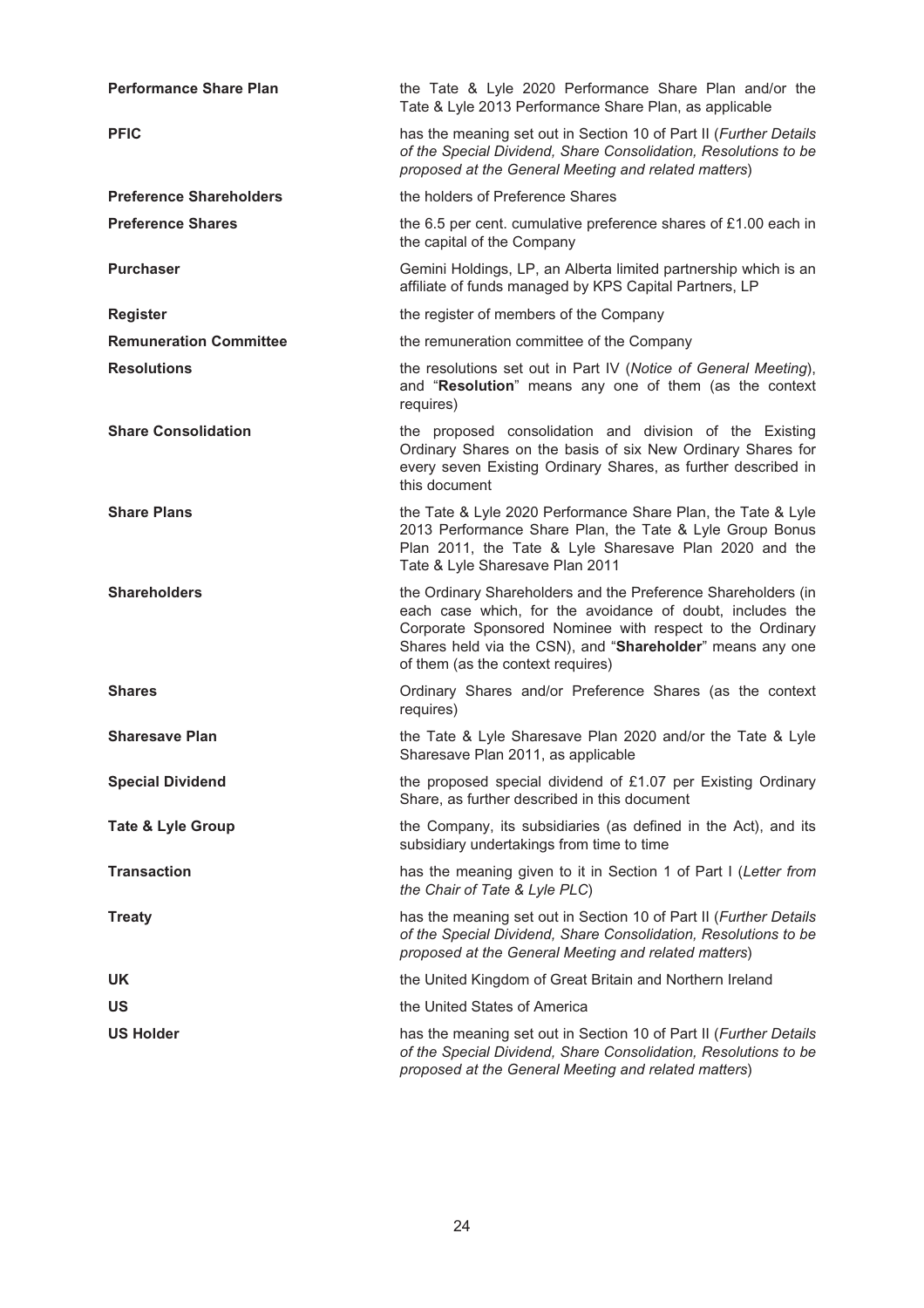| | |
|---|---|
| **Performance Share Plan** | the Tate & Lyle 2020 Performance Share Plan and/or the Tate & Lyle 2013 Performance Share Plan, as applicable |
| **PFIC** | has the meaning set out in Section 10 of Part II (*Further Details of the Special Dividend, Share Consolidation, Resolutions to be proposed at the General Meeting and related matters*) |
| **Preference Shareholders** | the holders of Preference Shares |
| **Preference Shares** | the 6.5 per cent. cumulative preference shares of £1.00 each in the capital of the Company |
| **Purchaser** | Gemini Holdings, LP, an Alberta limited partnership which is an affiliate of funds managed by KPS Capital Partners, LP |
| **Register** | the register of members of the Company |
| **Remuneration Committee** | the remuneration committee of the Company |
| **Resolutions** | the resolutions set out in Part IV (*Notice of General Meeting*), and "**Resolution**" means any one of them (as the context requires) |
| **Share Consolidation** | the proposed consolidation and division of the Existing Ordinary Shares on the basis of six New Ordinary Shares for every seven Existing Ordinary Shares, as further described in this document |
| **Share Plans** | the Tate & Lyle 2020 Performance Share Plan, the Tate & Lyle 2013 Performance Share Plan, the Tate & Lyle Group Bonus Plan 2011, the Tate & Lyle Sharesave Plan 2020 and the Tate & Lyle Sharesave Plan 2011 |
| **Shareholders** | the Ordinary Shareholders and the Preference Shareholders (in each case which, for the avoidance of doubt, includes the Corporate Sponsored Nominee with respect to the Ordinary Shares held via the CSN), and "**Shareholder**" means any one of them (as the context requires) |
| **Shares** | Ordinary Shares and/or Preference Shares (as the context requires) |
| **Sharesave Plan** | the Tate & Lyle Sharesave Plan 2020 and/or the Tate & Lyle Sharesave Plan 2011, as applicable |
| **Special Dividend** | the proposed special dividend of £1.07 per Existing Ordinary Share, as further described in this document |
| **Tate & Lyle Group** | the Company, its subsidiaries (as defined in the Act), and its subsidiary undertakings from time to time |
| **Transaction** | has the meaning given to it in Section 1 of Part I (*Letter from the Chair of Tate & Lyle PLC*) |
| **Treaty** | has the meaning set out in Section 10 of Part II (*Further Details of the Special Dividend, Share Consolidation, Resolutions to be proposed at the General Meeting and related matters*) |
| **UK** | the United Kingdom of Great Britain and Northern Ireland |
| **US** | the United States of America |
| **US Holder** | has the meaning set out in Section 10 of Part II (*Further Details of the Special Dividend, Share Consolidation, Resolutions to be proposed at the General Meeting and related matters*) |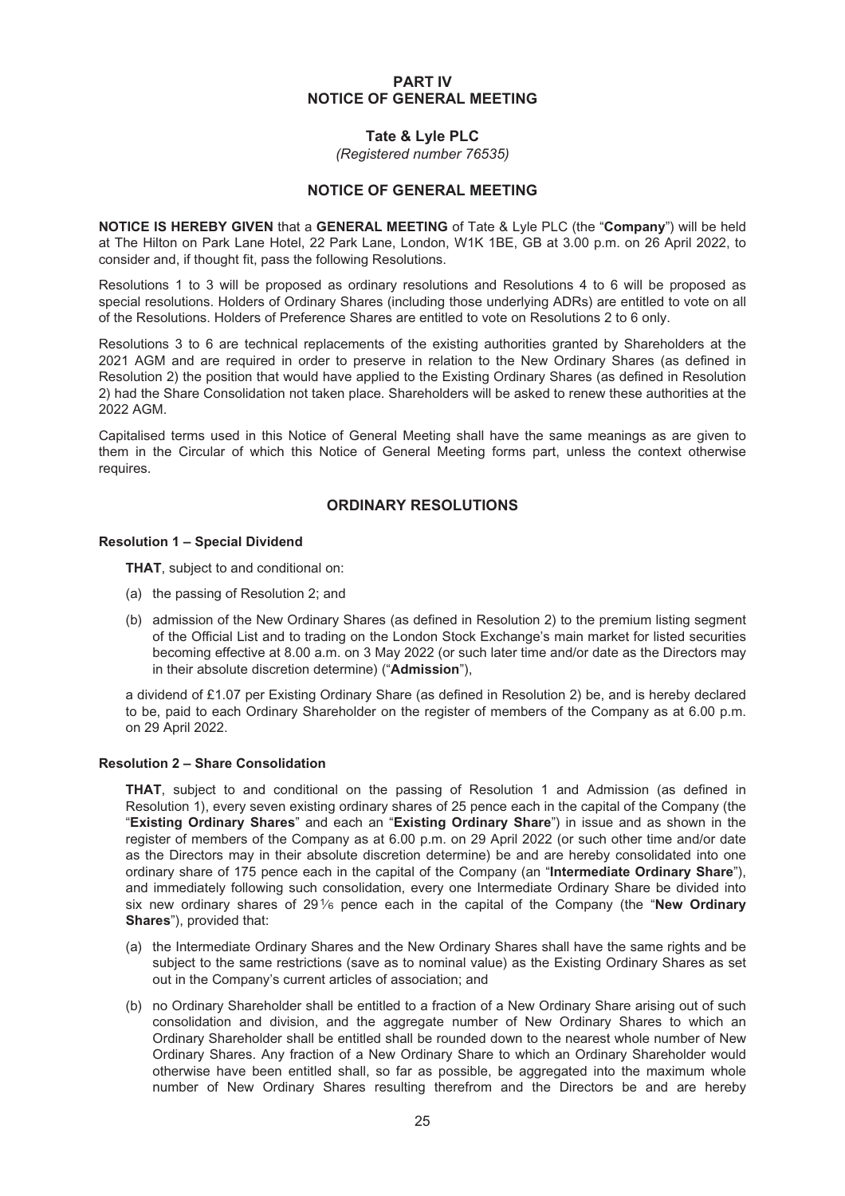# PART IV
# NOTICE OF GENERAL MEETING

## Tate & Lyle PLC

*(Registered number 76535)*

## NOTICE OF GENERAL MEETING

**NOTICE IS HEREBY GIVEN** that a **GENERAL MEETING** of Tate & Lyle PLC (the "**Company**") will be held at The Hilton on Park Lane Hotel, 22 Park Lane, London, W1K 1BE, GB at 3.00 p.m. on 26 April 2022, to consider and, if thought fit, pass the following Resolutions.

Resolutions 1 to 3 will be proposed as ordinary resolutions and Resolutions 4 to 6 will be proposed as special resolutions. Holders of Ordinary Shares (including those underlying ADRs) are entitled to vote on all of the Resolutions. Holders of Preference Shares are entitled to vote on Resolutions 2 to 6 only.

Resolutions 3 to 6 are technical replacements of the existing authorities granted by Shareholders at the 2021 AGM and are required in order to preserve in relation to the New Ordinary Shares (as defined in Resolution 2) the position that would have applied to the Existing Ordinary Shares (as defined in Resolution 2) had the Share Consolidation not taken place. Shareholders will be asked to renew these authorities at the 2022 AGM.

Capitalised terms used in this Notice of General Meeting shall have the same meanings as are given to them in the Circular of which this Notice of General Meeting forms part, unless the context otherwise requires.

## ORDINARY RESOLUTIONS

### Resolution 1 – Special Dividend

**THAT**, subject to and conditional on:

(a) the passing of Resolution 2; and

(b) admission of the New Ordinary Shares (as defined in Resolution 2) to the premium listing segment of the Official List and to trading on the London Stock Exchange's main market for listed securities becoming effective at 8.00 a.m. on 3 May 2022 (or such later time and/or date as the Directors may in their absolute discretion determine) ("**Admission**"),

a dividend of £1.07 per Existing Ordinary Share (as defined in Resolution 2) be, and is hereby declared to be, paid to each Ordinary Shareholder on the register of members of the Company as at 6.00 p.m. on 29 April 2022.

### Resolution 2 – Share Consolidation

**THAT**, subject to and conditional on the passing of Resolution 1 and Admission (as defined in Resolution 1), every seven existing ordinary shares of 25 pence each in the capital of the Company (the "**Existing Ordinary Shares**" and each an "**Existing Ordinary Share**") in issue and as shown in the register of members of the Company as at 6.00 p.m. on 29 April 2022 (or such other time and/or date as the Directors may in their absolute discretion determine) be and are hereby consolidated into one ordinary share of 175 pence each in the capital of the Company (an "**Intermediate Ordinary Share**"), and immediately following such consolidation, every one Intermediate Ordinary Share be divided into six new ordinary shares of 29⅙ pence each in the capital of the Company (the "**New Ordinary Shares**"), provided that:

(a) the Intermediate Ordinary Shares and the New Ordinary Shares shall have the same rights and be subject to the same restrictions (save as to nominal value) as the Existing Ordinary Shares as set out in the Company's current articles of association; and

(b) no Ordinary Shareholder shall be entitled to a fraction of a New Ordinary Share arising out of such consolidation and division, and the aggregate number of New Ordinary Shares to which an Ordinary Shareholder shall be entitled shall be rounded down to the nearest whole number of New Ordinary Shares. Any fraction of a New Ordinary Share to which an Ordinary Shareholder would otherwise have been entitled shall, so far as possible, be aggregated into the maximum whole number of New Ordinary Shares resulting therefrom and the Directors be and are hereby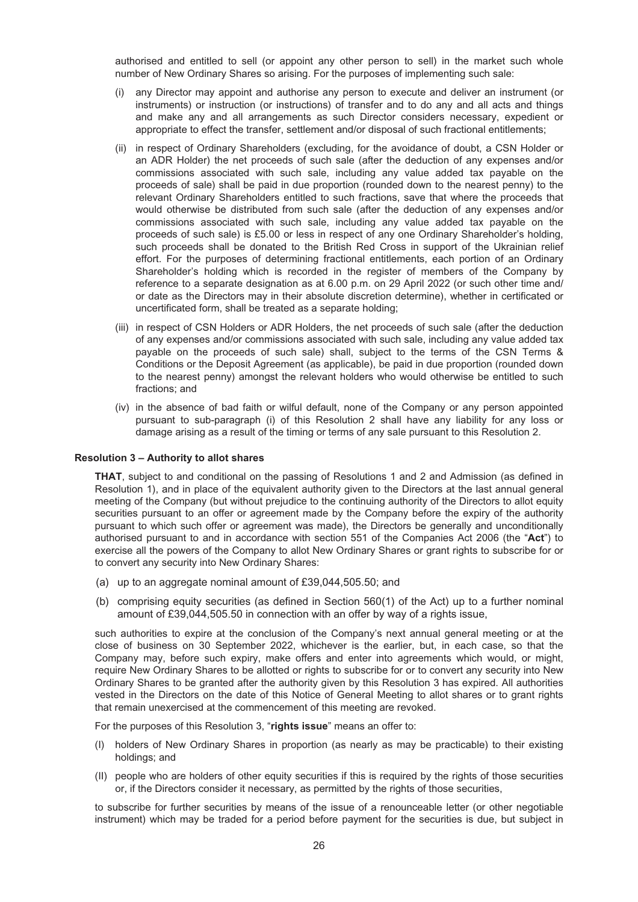authorised and entitled to sell (or appoint any other person to sell) in the market such whole number of New Ordinary Shares so arising. For the purposes of implementing such sale:

(i) any Director may appoint and authorise any person to execute and deliver an instrument (or instruments) or instruction (or instructions) of transfer and to do any and all acts and things and make any and all arrangements as such Director considers necessary, expedient or appropriate to effect the transfer, settlement and/or disposal of such fractional entitlements;

(ii) in respect of Ordinary Shareholders (excluding, for the avoidance of doubt, a CSN Holder or an ADR Holder) the net proceeds of such sale (after the deduction of any expenses and/or commissions associated with such sale, including any value added tax payable on the proceeds of sale) shall be paid in due proportion (rounded down to the nearest penny) to the relevant Ordinary Shareholders entitled to such fractions, save that where the proceeds that would otherwise be distributed from such sale (after the deduction of any expenses and/or commissions associated with such sale, including any value added tax payable on the proceeds of such sale) is £5.00 or less in respect of any one Ordinary Shareholder's holding, such proceeds shall be donated to the British Red Cross in support of the Ukrainian relief effort. For the purposes of determining fractional entitlements, each portion of an Ordinary Shareholder's holding which is recorded in the register of members of the Company by reference to a separate designation as at 6.00 p.m. on 29 April 2022 (or such other time and/or date as the Directors may in their absolute discretion determine), whether in certificated or uncertificated form, shall be treated as a separate holding;

(iii) in respect of CSN Holders or ADR Holders, the net proceeds of such sale (after the deduction of any expenses and/or commissions associated with such sale, including any value added tax payable on the proceeds of such sale) shall, subject to the terms of the CSN Terms & Conditions or the Deposit Agreement (as applicable), be paid in due proportion (rounded down to the nearest penny) amongst the relevant holders who would otherwise be entitled to such fractions; and

(iv) in the absence of bad faith or wilful default, none of the Company or any person appointed pursuant to sub-paragraph (i) of this Resolution 2 shall have any liability for any loss or damage arising as a result of the timing or terms of any sale pursuant to this Resolution 2.

**Resolution 3 – Authority to allot shares**

**THAT**, subject to and conditional on the passing of Resolutions 1 and 2 and Admission (as defined in Resolution 1), and in place of the equivalent authority given to the Directors at the last annual general meeting of the Company (but without prejudice to the continuing authority of the Directors to allot equity securities pursuant to an offer or agreement made by the Company before the expiry of the authority pursuant to which such offer or agreement was made), the Directors be generally and unconditionally authorised pursuant to and in accordance with section 551 of the Companies Act 2006 (the "**Act**") to exercise all the powers of the Company to allot New Ordinary Shares or grant rights to subscribe for or to convert any security into New Ordinary Shares:

(a) up to an aggregate nominal amount of £39,044,505.50; and

(b) comprising equity securities (as defined in Section 560(1) of the Act) up to a further nominal amount of £39,044,505.50 in connection with an offer by way of a rights issue,

such authorities to expire at the conclusion of the Company's next annual general meeting or at the close of business on 30 September 2022, whichever is the earlier, but, in each case, so that the Company may, before such expiry, make offers and enter into agreements which would, or might, require New Ordinary Shares to be allotted or rights to subscribe for or to convert any security into New Ordinary Shares to be granted after the authority given by this Resolution 3 has expired. All authorities vested in the Directors on the date of this Notice of General Meeting to allot shares or to grant rights that remain unexercised at the commencement of this meeting are revoked.

For the purposes of this Resolution 3, "**rights issue**" means an offer to:

(I) holders of New Ordinary Shares in proportion (as nearly as may be practicable) to their existing holdings; and

(II) people who are holders of other equity securities if this is required by the rights of those securities or, if the Directors consider it necessary, as permitted by the rights of those securities,

to subscribe for further securities by means of the issue of a renounceable letter (or other negotiable instrument) which may be traded for a period before payment for the securities is due, but subject in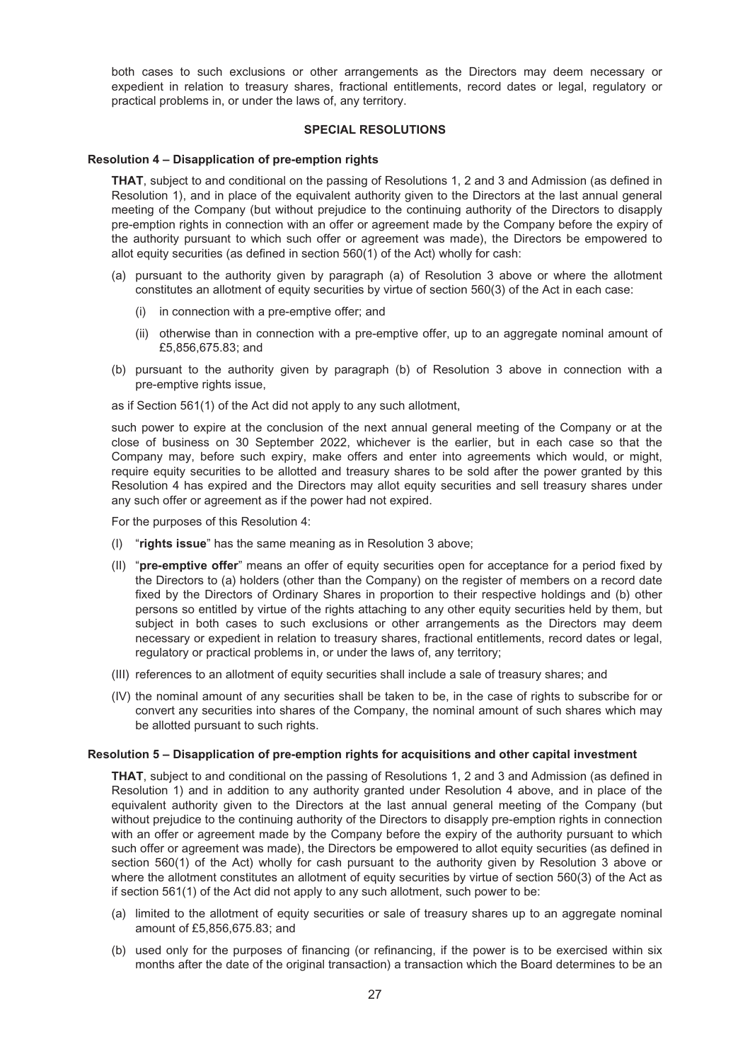both cases to such exclusions or other arrangements as the Directors may deem necessary or expedient in relation to treasury shares, fractional entitlements, record dates or legal, regulatory or practical problems in, or under the laws of, any territory.

## SPECIAL RESOLUTIONS

### Resolution 4 – Disapplication of pre-emption rights

**THAT**, subject to and conditional on the passing of Resolutions 1, 2 and 3 and Admission (as defined in Resolution 1), and in place of the equivalent authority given to the Directors at the last annual general meeting of the Company (but without prejudice to the continuing authority of the Directors to disapply pre-emption rights in connection with an offer or agreement made by the Company before the expiry of the authority pursuant to which such offer or agreement was made), the Directors be empowered to allot equity securities (as defined in section 560(1) of the Act) wholly for cash:

(a) pursuant to the authority given by paragraph (a) of Resolution 3 above or where the allotment constitutes an allotment of equity securities by virtue of section 560(3) of the Act in each case:

  (i) in connection with a pre-emptive offer; and

  (ii) otherwise than in connection with a pre-emptive offer, up to an aggregate nominal amount of £5,856,675.83; and

(b) pursuant to the authority given by paragraph (b) of Resolution 3 above in connection with a pre-emptive rights issue,

as if Section 561(1) of the Act did not apply to any such allotment,

such power to expire at the conclusion of the next annual general meeting of the Company or at the close of business on 30 September 2022, whichever is the earlier, but in each case so that the Company may, before such expiry, make offers and enter into agreements which would, or might, require equity securities to be allotted and treasury shares to be sold after the power granted by this Resolution 4 has expired and the Directors may allot equity securities and sell treasury shares under any such offer or agreement as if the power had not expired.

For the purposes of this Resolution 4:

(I) "**rights issue**" has the same meaning as in Resolution 3 above;

(II) "**pre-emptive offer**" means an offer of equity securities open for acceptance for a period fixed by the Directors to (a) holders (other than the Company) on the register of members on a record date fixed by the Directors of Ordinary Shares in proportion to their respective holdings and (b) other persons so entitled by virtue of the rights attaching to any other equity securities held by them, but subject in both cases to such exclusions or other arrangements as the Directors may deem necessary or expedient in relation to treasury shares, fractional entitlements, record dates or legal, regulatory or practical problems in, or under the laws of, any territory;

(III) references to an allotment of equity securities shall include a sale of treasury shares; and

(IV) the nominal amount of any securities shall be taken to be, in the case of rights to subscribe for or convert any securities into shares of the Company, the nominal amount of such shares which may be allotted pursuant to such rights.

### Resolution 5 – Disapplication of pre-emption rights for acquisitions and other capital investment

**THAT**, subject to and conditional on the passing of Resolutions 1, 2 and 3 and Admission (as defined in Resolution 1) and in addition to any authority granted under Resolution 4 above, and in place of the equivalent authority given to the Directors at the last annual general meeting of the Company (but without prejudice to the continuing authority of the Directors to disapply pre-emption rights in connection with an offer or agreement made by the Company before the expiry of the authority pursuant to which such offer or agreement was made), the Directors be empowered to allot equity securities (as defined in section 560(1) of the Act) wholly for cash pursuant to the authority given by Resolution 3 above or where the allotment constitutes an allotment of equity securities by virtue of section 560(3) of the Act as if section 561(1) of the Act did not apply to any such allotment, such power to be:

(a) limited to the allotment of equity securities or sale of treasury shares up to an aggregate nominal amount of £5,856,675.83; and

(b) used only for the purposes of financing (or refinancing, if the power is to be exercised within six months after the date of the original transaction) a transaction which the Board determines to be an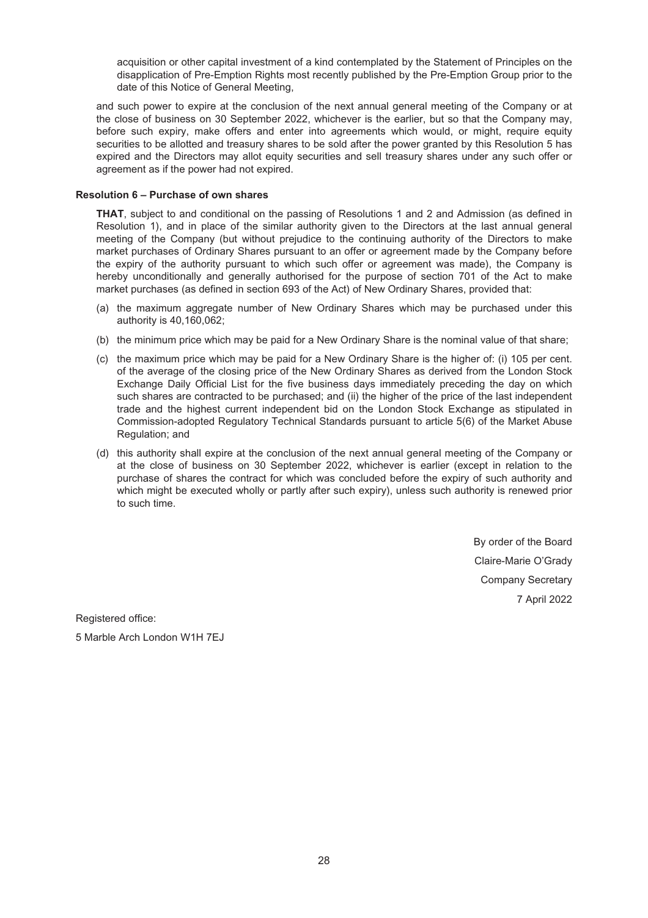acquisition or other capital investment of a kind contemplated by the Statement of Principles on the disapplication of Pre-Emption Rights most recently published by the Pre-Emption Group prior to the date of this Notice of General Meeting,

and such power to expire at the conclusion of the next annual general meeting of the Company or at the close of business on 30 September 2022, whichever is the earlier, but so that the Company may, before such expiry, make offers and enter into agreements which would, or might, require equity securities to be allotted and treasury shares to be sold after the power granted by this Resolution 5 has expired and the Directors may allot equity securities and sell treasury shares under any such offer or agreement as if the power had not expired.

**Resolution 6 – Purchase of own shares**

**THAT**, subject to and conditional on the passing of Resolutions 1 and 2 and Admission (as defined in Resolution 1), and in place of the similar authority given to the Directors at the last annual general meeting of the Company (but without prejudice to the continuing authority of the Directors to make market purchases of Ordinary Shares pursuant to an offer or agreement made by the Company before the expiry of the authority pursuant to which such offer or agreement was made), the Company is hereby unconditionally and generally authorised for the purpose of section 701 of the Act to make market purchases (as defined in section 693 of the Act) of New Ordinary Shares, provided that:

(a) the maximum aggregate number of New Ordinary Shares which may be purchased under this authority is 40,160,062;

(b) the minimum price which may be paid for a New Ordinary Share is the nominal value of that share;

(c) the maximum price which may be paid for a New Ordinary Share is the higher of: (i) 105 per cent. of the average of the closing price of the New Ordinary Shares as derived from the London Stock Exchange Daily Official List for the five business days immediately preceding the day on which such shares are contracted to be purchased; and (ii) the higher of the price of the last independent trade and the highest current independent bid on the London Stock Exchange as stipulated in Commission-adopted Regulatory Technical Standards pursuant to article 5(6) of the Market Abuse Regulation; and

(d) this authority shall expire at the conclusion of the next annual general meeting of the Company or at the close of business on 30 September 2022, whichever is earlier (except in relation to the purchase of shares the contract for which was concluded before the expiry of such authority and which might be executed wholly or partly after such expiry), unless such authority is renewed prior to such time.

By order of the Board

Claire-Marie O'Grady

Company Secretary

7 April 2022

Registered office:

5 Marble Arch London W1H 7EJ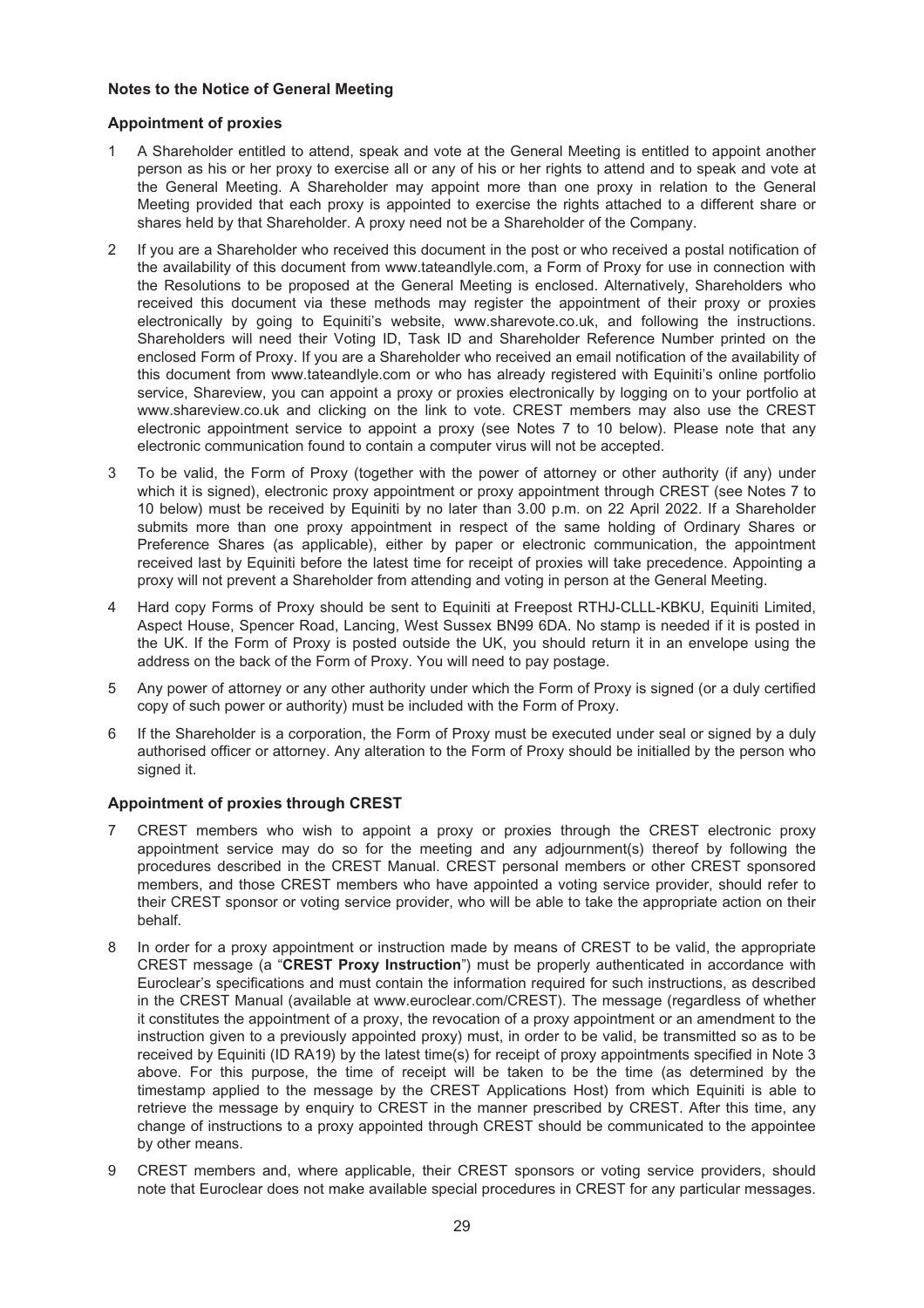## Notes to the Notice of General Meeting

### Appointment of proxies

1. A Shareholder entitled to attend, speak and vote at the General Meeting is entitled to appoint another person as his or her proxy to exercise all or any of his or her rights to attend and to speak and vote at the General Meeting. A Shareholder may appoint more than one proxy in relation to the General Meeting provided that each proxy is appointed to exercise the rights attached to a different share or shares held by that Shareholder. A proxy need not be a Shareholder of the Company.

2. If you are a Shareholder who received this document in the post or who received a postal notification of the availability of this document from www.tateandlyle.com, a Form of Proxy for use in connection with the Resolutions to be proposed at the General Meeting is enclosed. Alternatively, Shareholders who received this document via these methods may register the appointment of their proxy or proxies electronically by going to Equiniti's website, www.sharevote.co.uk, and following the instructions. Shareholders will need their Voting ID, Task ID and Shareholder Reference Number printed on the enclosed Form of Proxy. If you are a Shareholder who received an email notification of the availability of this document from www.tateandlyle.com or who has already registered with Equiniti's online portfolio service, Shareview, you can appoint a proxy or proxies electronically by logging on to your portfolio at www.shareview.co.uk and clicking on the link to vote. CREST members may also use the CREST electronic appointment service to appoint a proxy (see Notes 7 to 10 below). Please note that any electronic communication found to contain a computer virus will not be accepted.

3. To be valid, the Form of Proxy (together with the power of attorney or other authority (if any) under which it is signed), electronic proxy appointment or proxy appointment through CREST (see Notes 7 to 10 below) must be received by Equiniti by no later than 3.00 p.m. on 22 April 2022. If a Shareholder submits more than one proxy appointment in respect of the same holding of Ordinary Shares or Preference Shares (as applicable), either by paper or electronic communication, the appointment received last by Equiniti before the latest time for receipt of proxies will take precedence. Appointing a proxy will not prevent a Shareholder from attending and voting in person at the General Meeting.

4. Hard copy Forms of Proxy should be sent to Equiniti at Freepost RTHJ-CLLL-KBKU, Equiniti Limited, Aspect House, Spencer Road, Lancing, West Sussex BN99 6DA. No stamp is needed if it is posted in the UK. If the Form of Proxy is posted outside the UK, you should return it in an envelope using the address on the back of the Form of Proxy. You will need to pay postage.

5. Any power of attorney or any other authority under which the Form of Proxy is signed (or a duly certified copy of such power or authority) must be included with the Form of Proxy.

6. If the Shareholder is a corporation, the Form of Proxy must be executed under seal or signed by a duly authorised officer or attorney. Any alteration to the Form of Proxy should be initialled by the person who signed it.

### Appointment of proxies through CREST

7. CREST members who wish to appoint a proxy or proxies through the CREST electronic proxy appointment service may do so for the meeting and any adjournment(s) thereof by following the procedures described in the CREST Manual. CREST personal members or other CREST sponsored members, and those CREST members who have appointed a voting service provider, should refer to their CREST sponsor or voting service provider, who will be able to take the appropriate action on their behalf.

8. In order for a proxy appointment or instruction made by means of CREST to be valid, the appropriate CREST message (a "**CREST Proxy Instruction**") must be properly authenticated in accordance with Euroclear's specifications and must contain the information required for such instructions, as described in the CREST Manual (available at www.euroclear.com/CREST). The message (regardless of whether it constitutes the appointment of a proxy, the revocation of a proxy appointment or an amendment to the instruction given to a previously appointed proxy) must, in order to be valid, be transmitted so as to be received by Equiniti (ID RA19) by the latest time(s) for receipt of proxy appointments specified in Note 3 above. For this purpose, the time of receipt will be taken to be the time (as determined by the timestamp applied to the message by the CREST Applications Host) from which Equiniti is able to retrieve the message by enquiry to CREST in the manner prescribed by CREST. After this time, any change of instructions to a proxy appointed through CREST should be communicated to the appointee by other means.

9. CREST members and, where applicable, their CREST sponsors or voting service providers, should note that Euroclear does not make available special procedures in CREST for any particular messages.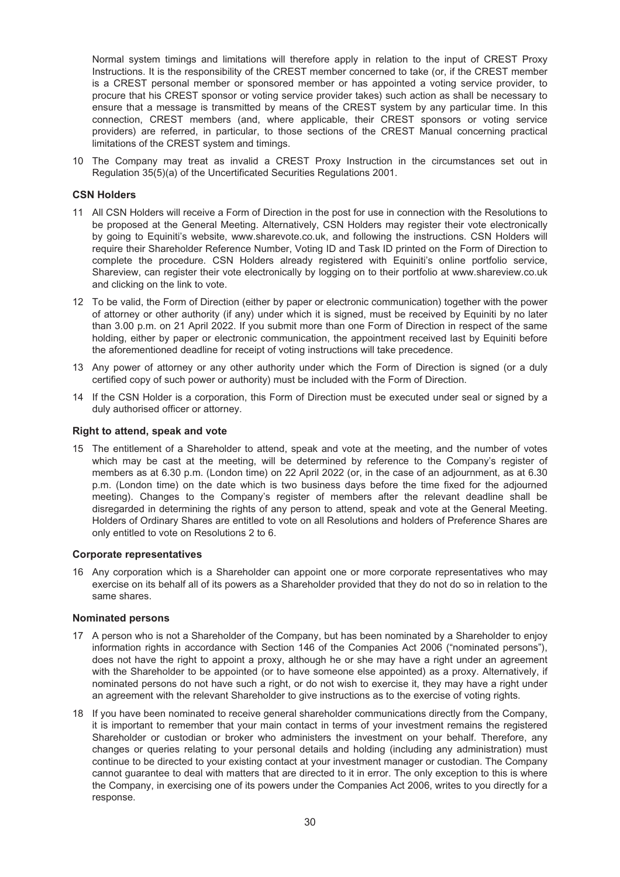Normal system timings and limitations will therefore apply in relation to the input of CREST Proxy Instructions. It is the responsibility of the CREST member concerned to take (or, if the CREST member is a CREST personal member or sponsored member or has appointed a voting service provider, to procure that his CREST sponsor or voting service provider takes) such action as shall be necessary to ensure that a message is transmitted by means of the CREST system by any particular time. In this connection, CREST members (and, where applicable, their CREST sponsors or voting service providers) are referred, in particular, to those sections of the CREST Manual concerning practical limitations of the CREST system and timings.

10 The Company may treat as invalid a CREST Proxy Instruction in the circumstances set out in Regulation 35(5)(a) of the Uncertificated Securities Regulations 2001.

**CSN Holders**

11 All CSN Holders will receive a Form of Direction in the post for use in connection with the Resolutions to be proposed at the General Meeting. Alternatively, CSN Holders may register their vote electronically by going to Equiniti's website, www.sharevote.co.uk, and following the instructions. CSN Holders will require their Shareholder Reference Number, Voting ID and Task ID printed on the Form of Direction to complete the procedure. CSN Holders already registered with Equiniti's online portfolio service, Shareview, can register their vote electronically by logging on to their portfolio at www.shareview.co.uk and clicking on the link to vote.

12 To be valid, the Form of Direction (either by paper or electronic communication) together with the power of attorney or other authority (if any) under which it is signed, must be received by Equiniti by no later than 3.00 p.m. on 21 April 2022. If you submit more than one Form of Direction in respect of the same holding, either by paper or electronic communication, the appointment received last by Equiniti before the aforementioned deadline for receipt of voting instructions will take precedence.

13 Any power of attorney or any other authority under which the Form of Direction is signed (or a duly certified copy of such power or authority) must be included with the Form of Direction.

14 If the CSN Holder is a corporation, this Form of Direction must be executed under seal or signed by a duly authorised officer or attorney.

**Right to attend, speak and vote**

15 The entitlement of a Shareholder to attend, speak and vote at the meeting, and the number of votes which may be cast at the meeting, will be determined by reference to the Company's register of members as at 6.30 p.m. (London time) on 22 April 2022 (or, in the case of an adjournment, as at 6.30 p.m. (London time) on the date which is two business days before the time fixed for the adjourned meeting). Changes to the Company's register of members after the relevant deadline shall be disregarded in determining the rights of any person to attend, speak and vote at the General Meeting. Holders of Ordinary Shares are entitled to vote on all Resolutions and holders of Preference Shares are only entitled to vote on Resolutions 2 to 6.

**Corporate representatives**

16 Any corporation which is a Shareholder can appoint one or more corporate representatives who may exercise on its behalf all of its powers as a Shareholder provided that they do not do so in relation to the same shares.

**Nominated persons**

17 A person who is not a Shareholder of the Company, but has been nominated by a Shareholder to enjoy information rights in accordance with Section 146 of the Companies Act 2006 ("nominated persons"), does not have the right to appoint a proxy, although he or she may have a right under an agreement with the Shareholder to be appointed (or to have someone else appointed) as a proxy. Alternatively, if nominated persons do not have such a right, or do not wish to exercise it, they may have a right under an agreement with the relevant Shareholder to give instructions as to the exercise of voting rights.

18 If you have been nominated to receive general shareholder communications directly from the Company, it is important to remember that your main contact in terms of your investment remains the registered Shareholder or custodian or broker who administers the investment on your behalf. Therefore, any changes or queries relating to your personal details and holding (including any administration) must continue to be directed to your existing contact at your investment manager or custodian. The Company cannot guarantee to deal with matters that are directed to it in error. The only exception to this is where the Company, in exercising one of its powers under the Companies Act 2006, writes to you directly for a response.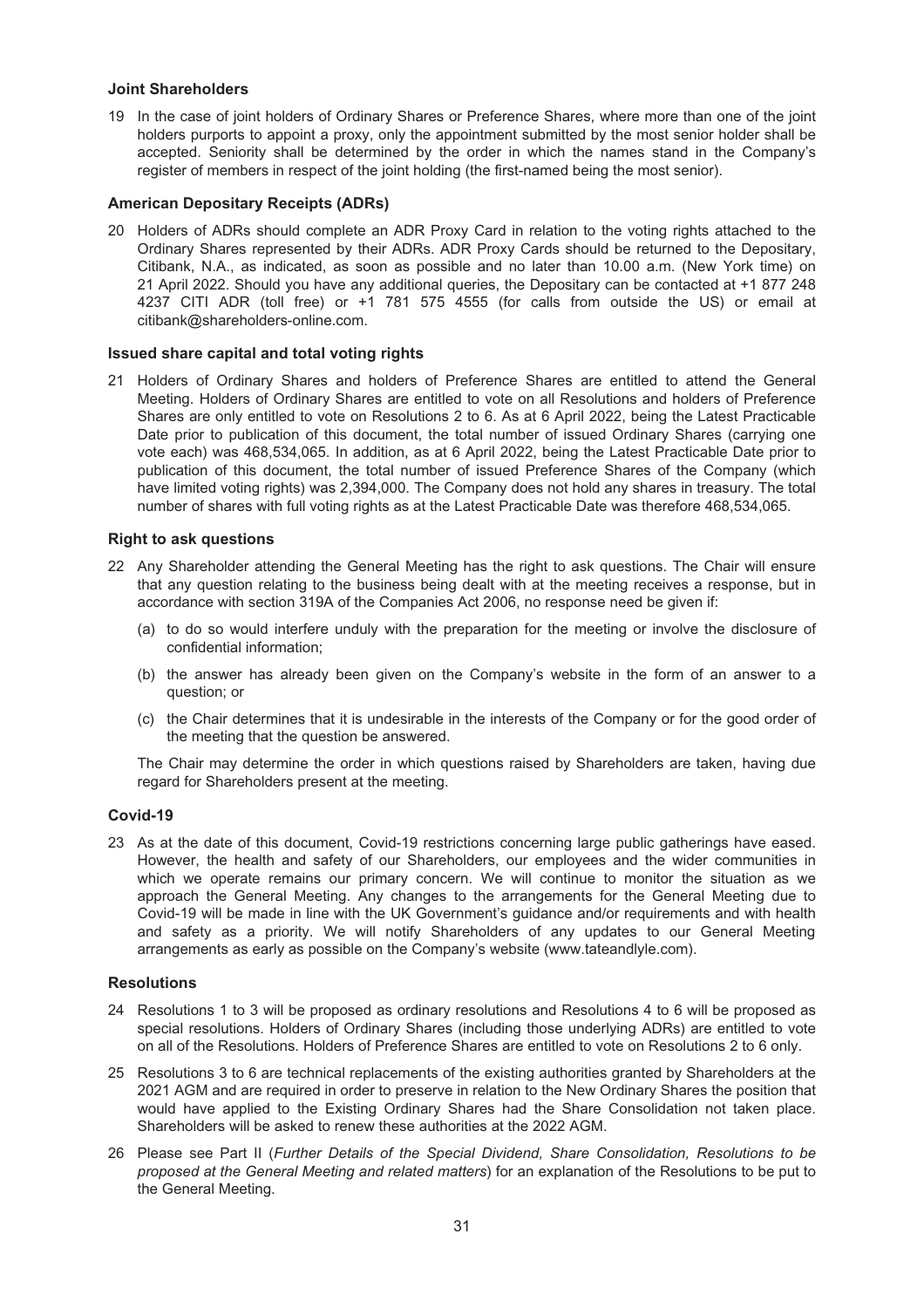### Joint Shareholders

19 In the case of joint holders of Ordinary Shares or Preference Shares, where more than one of the joint holders purports to appoint a proxy, only the appointment submitted by the most senior holder shall be accepted. Seniority shall be determined by the order in which the names stand in the Company's register of members in respect of the joint holding (the first-named being the most senior).

### American Depositary Receipts (ADRs)

20 Holders of ADRs should complete an ADR Proxy Card in relation to the voting rights attached to the Ordinary Shares represented by their ADRs. ADR Proxy Cards should be returned to the Depositary, Citibank, N.A., as indicated, as soon as possible and no later than 10.00 a.m. (New York time) on 21 April 2022. Should you have any additional queries, the Depositary can be contacted at +1 877 248 4237 CITI ADR (toll free) or +1 781 575 4555 (for calls from outside the US) or email at citibank@shareholders-online.com.

### Issued share capital and total voting rights

21 Holders of Ordinary Shares and holders of Preference Shares are entitled to attend the General Meeting. Holders of Ordinary Shares are entitled to vote on all Resolutions and holders of Preference Shares are only entitled to vote on Resolutions 2 to 6. As at 6 April 2022, being the Latest Practicable Date prior to publication of this document, the total number of issued Ordinary Shares (carrying one vote each) was 468,534,065. In addition, as at 6 April 2022, being the Latest Practicable Date prior to publication of this document, the total number of issued Preference Shares of the Company (which have limited voting rights) was 2,394,000. The Company does not hold any shares in treasury. The total number of shares with full voting rights as at the Latest Practicable Date was therefore 468,534,065.

### Right to ask questions

22 Any Shareholder attending the General Meeting has the right to ask questions. The Chair will ensure that any question relating to the business being dealt with at the meeting receives a response, but in accordance with section 319A of the Companies Act 2006, no response need be given if:

(a) to do so would interfere unduly with the preparation for the meeting or involve the disclosure of confidential information;

(b) the answer has already been given on the Company's website in the form of an answer to a question; or

(c) the Chair determines that it is undesirable in the interests of the Company or for the good order of the meeting that the question be answered.

The Chair may determine the order in which questions raised by Shareholders are taken, having due regard for Shareholders present at the meeting.

### Covid-19

23 As at the date of this document, Covid-19 restrictions concerning large public gatherings have eased. However, the health and safety of our Shareholders, our employees and the wider communities in which we operate remains our primary concern. We will continue to monitor the situation as we approach the General Meeting. Any changes to the arrangements for the General Meeting due to Covid-19 will be made in line with the UK Government's guidance and/or requirements and with health and safety as a priority. We will notify Shareholders of any updates to our General Meeting arrangements as early as possible on the Company's website (www.tateandlyle.com).

### Resolutions

24 Resolutions 1 to 3 will be proposed as ordinary resolutions and Resolutions 4 to 6 will be proposed as special resolutions. Holders of Ordinary Shares (including those underlying ADRs) are entitled to vote on all of the Resolutions. Holders of Preference Shares are entitled to vote on Resolutions 2 to 6 only.

25 Resolutions 3 to 6 are technical replacements of the existing authorities granted by Shareholders at the 2021 AGM and are required in order to preserve in relation to the New Ordinary Shares the position that would have applied to the Existing Ordinary Shares had the Share Consolidation not taken place. Shareholders will be asked to renew these authorities at the 2022 AGM.

26 Please see Part II (*Further Details of the Special Dividend, Share Consolidation, Resolutions to be proposed at the General Meeting and related matters*) for an explanation of the Resolutions to be put to the General Meeting.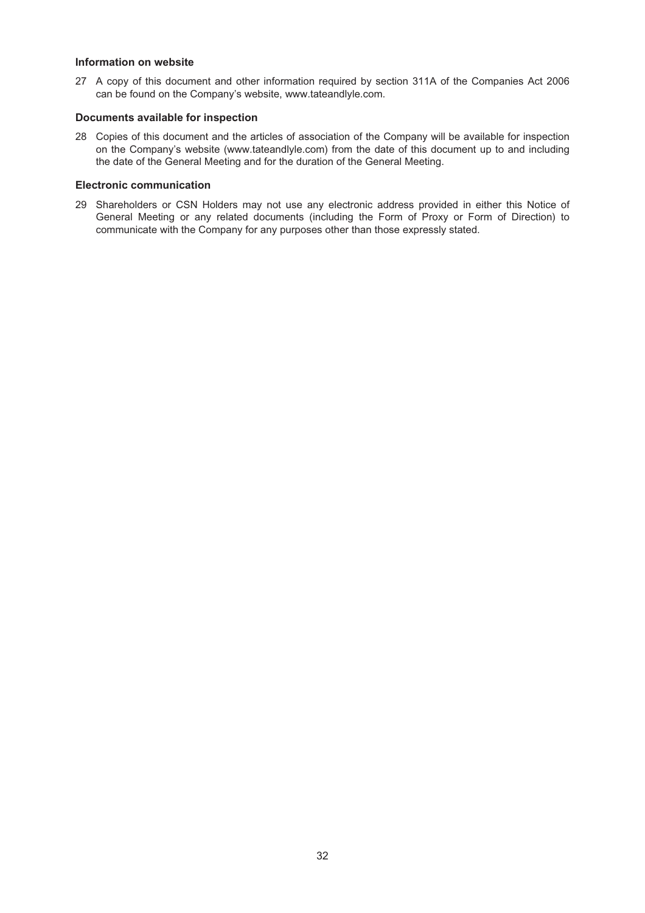**Information on website**

27 A copy of this document and other information required by section 311A of the Companies Act 2006 can be found on the Company's website, www.tateandlyle.com.

**Documents available for inspection**

28 Copies of this document and the articles of association of the Company will be available for inspection on the Company's website (www.tateandlyle.com) from the date of this document up to and including the date of the General Meeting and for the duration of the General Meeting.

**Electronic communication**

29 Shareholders or CSN Holders may not use any electronic address provided in either this Notice of General Meeting or any related documents (including the Form of Proxy or Form of Direction) to communicate with the Company for any purposes other than those expressly stated.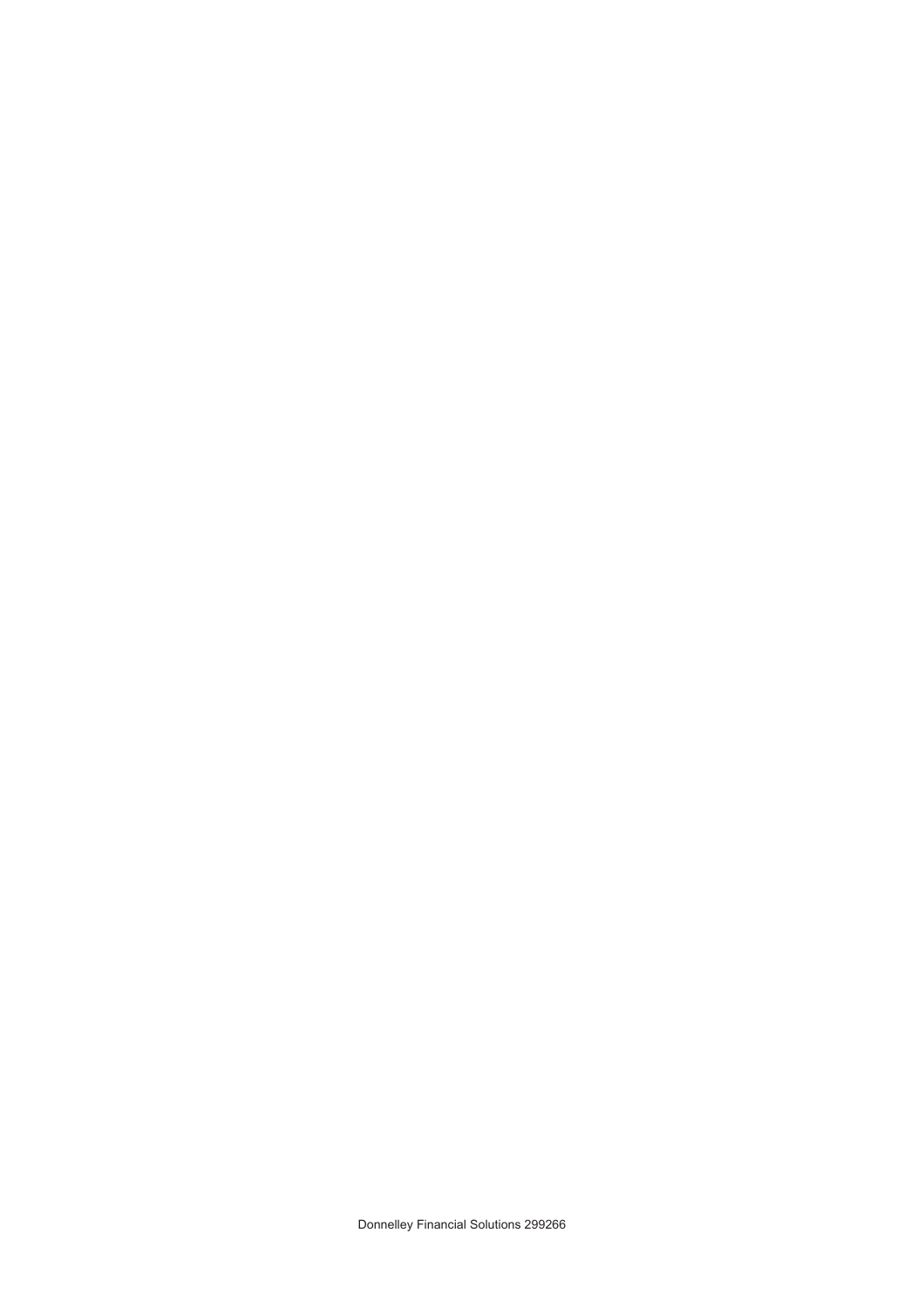Donnelley Financial Solutions 299266